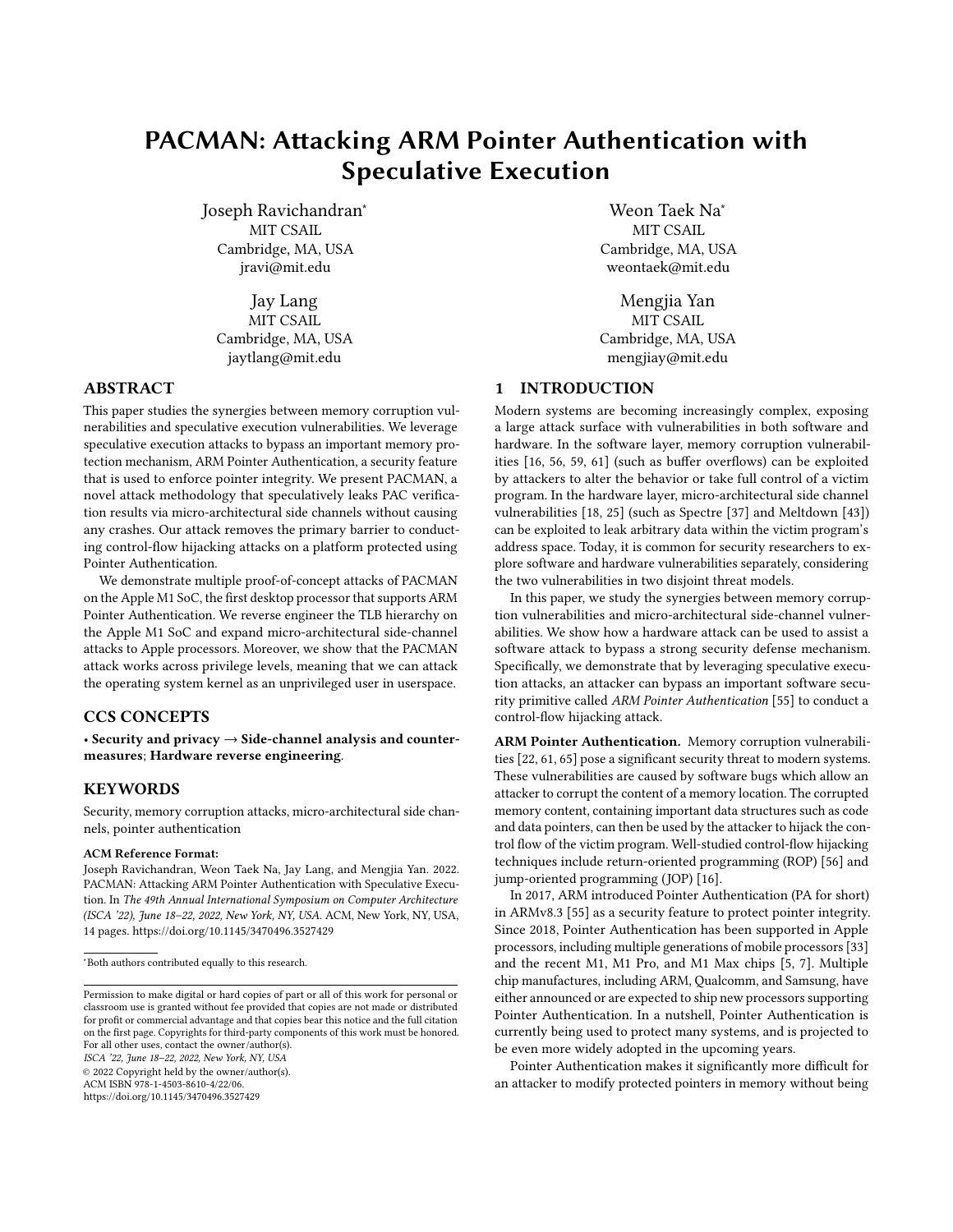# PACMAN: Attacking ARM Pointer Authentication with Speculative Execution

Joseph Ravichandran*
MIT CSAIL
Cambridge, MA, USA
jravi@mit.edu

Weon Taek Na*
MIT CSAIL
Cambridge, MA, USA
weontaek@mit.edu

Jay Lang
MIT CSAIL
Cambridge, MA, USA
jaytlang@mit.edu

Mengjia Yan
MIT CSAIL
Cambridge, MA, USA
mengjiay@mit.edu

## ABSTRACT

This paper studies the synergies between memory corruption vulnerabilities and speculative execution vulnerabilities. We leverage speculative execution attacks to bypass an important memory protection mechanism, ARM Pointer Authentication, a security feature that is used to enforce pointer integrity. We present PACMAN, a novel attack methodology that speculatively leaks PAC verification results via micro-architectural side channels without causing any crashes. Our attack removes the primary barrier to conducting control-flow hijacking attacks on a platform protected using Pointer Authentication.

We demonstrate multiple proof-of-concept attacks of PACMAN on the Apple M1 SoC, the first desktop processor that supports ARM Pointer Authentication. We reverse engineer the TLB hierarchy on the Apple M1 SoC and expand micro-architectural side-channel attacks to Apple processors. Moreover, we show that the PACMAN attack works across privilege levels, meaning that we can attack the operating system kernel as an unprivileged user in userspace.

## CCS CONCEPTS

• **Security and privacy** → **Side-channel analysis and countermeasures**; **Hardware reverse engineering**.

## KEYWORDS

Security, memory corruption attacks, micro-architectural side channels, pointer authentication

**ACM Reference Format:**
Joseph Ravichandran, Weon Taek Na, Jay Lang, and Mengjia Yan. 2022. PACMAN: Attacking ARM Pointer Authentication with Speculative Execution. In *The 49th Annual International Symposium on Computer Architecture (ISCA '22), June 18–22, 2022, New York, NY, USA.* ACM, New York, NY, USA, 14 pages. https://doi.org/10.1145/3470496.3527429

*Both authors contributed equally to this research.

Permission to make digital or hard copies of part or all of this work for personal or classroom use is granted without fee provided that copies are not made or distributed for profit or commercial advantage and that copies bear this notice and the full citation on the first page. Copyrights for third-party components of this work must be honored. For all other uses, contact the owner/author(s).
*ISCA '22, June 18–22, 2022, New York, NY, USA*
© 2022 Copyright held by the owner/author(s).
ACM ISBN 978-1-4503-8610-4/22/06.
https://doi.org/10.1145/3470496.3527429

## 1 INTRODUCTION

Modern systems are becoming increasingly complex, exposing a large attack surface with vulnerabilities in both software and hardware. In the software layer, memory corruption vulnerabilities [16, 56, 59, 61] (such as buffer overflows) can be exploited by attackers to alter the behavior or take full control of a victim program. In the hardware layer, micro-architectural side channel vulnerabilities [18, 25] (such as Spectre [37] and Meltdown [43]) can be exploited to leak arbitrary data within the victim program's address space. Today, it is common for security researchers to explore software and hardware vulnerabilities separately, considering the two vulnerabilities in two disjoint threat models.

In this paper, we study the synergies between memory corruption vulnerabilities and micro-architectural side-channel vulnerabilities. We show how a hardware attack can be used to assist a software attack to bypass a strong security defense mechanism. Specifically, we demonstrate that by leveraging speculative execution attacks, an attacker can bypass an important software security primitive called *ARM Pointer Authentication* [55] to conduct a control-flow hijacking attack.

**ARM Pointer Authentication.** Memory corruption vulnerabilities [22, 61, 65] pose a significant security threat to modern systems. These vulnerabilities are caused by software bugs which allow an attacker to corrupt the content of a memory location. The corrupted memory content, containing important data structures such as code and data pointers, can then be used by the attacker to hijack the control flow of the victim program. Well-studied control-flow hijacking techniques include return-oriented programming (ROP) [56] and jump-oriented programming (JOP) [16].

In 2017, ARM introduced Pointer Authentication (PA for short) in ARMv8.3 [55] as a security feature to protect pointer integrity. Since 2018, Pointer Authentication has been supported in Apple processors, including multiple generations of mobile processors [33] and the recent M1, M1 Pro, and M1 Max chips [5, 7]. Multiple chip manufactures, including ARM, Qualcomm, and Samsung, have either announced or are expected to ship new processors supporting Pointer Authentication. In a nutshell, Pointer Authentication is currently being used to protect many systems, and is projected to be even more widely adopted in the upcoming years.

Pointer Authentication makes it significantly more difficult for an attacker to modify protected pointers in memory without being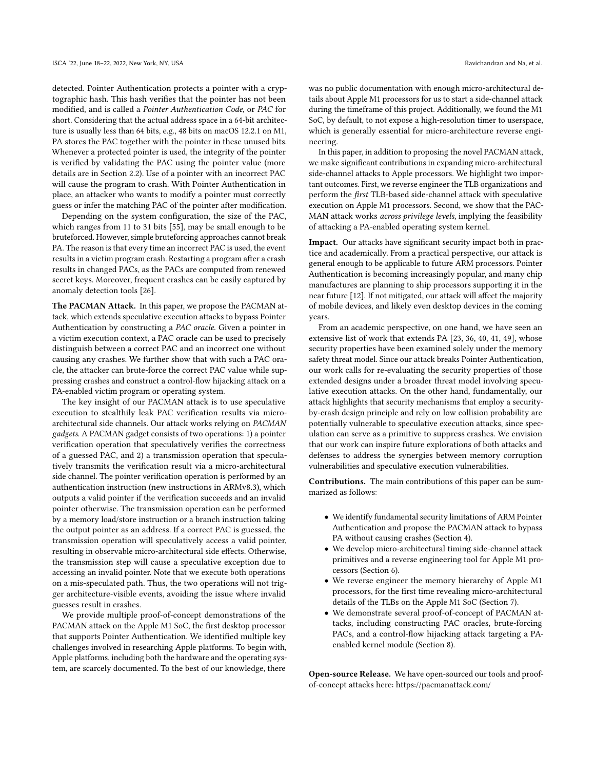detected. Pointer Authentication protects a pointer with a cryptographic hash. This hash verifies that the pointer has not been modified, and is called a *Pointer Authentication Code*, or *PAC* for short. Considering that the actual address space in a 64-bit architecture is usually less than 64 bits, e.g., 48 bits on macOS 12.2.1 on M1, PA stores the PAC together with the pointer in these unused bits. Whenever a protected pointer is used, the integrity of the pointer is verified by validating the PAC using the pointer value (more details are in Section 2.2). Use of a pointer with an incorrect PAC will cause the program to crash. With Pointer Authentication in place, an attacker who wants to modify a pointer must correctly guess or infer the matching PAC of the pointer after modification.

Depending on the system configuration, the size of the PAC, which ranges from 11 to 31 bits [55], may be small enough to be bruteforced. However, simple bruteforcing approaches cannot break PA. The reason is that every time an incorrect PAC is used, the event results in a victim program crash. Restarting a program after a crash results in changed PACs, as the PACs are computed from renewed secret keys. Moreover, frequent crashes can be easily captured by anomaly detection tools [26].

**The PACMAN Attack.** In this paper, we propose the PACMAN attack, which extends speculative execution attacks to bypass Pointer Authentication by constructing a *PAC oracle*. Given a pointer in a victim execution context, a PAC oracle can be used to precisely distinguish between a correct PAC and an incorrect one without causing any crashes. We further show that with such a PAC oracle, the attacker can brute-force the correct PAC value while suppressing crashes and construct a control-flow hijacking attack on a PA-enabled victim program or operating system.

The key insight of our PACMAN attack is to use speculative execution to stealthily leak PAC verification results via micro-architectural side channels. Our attack works relying on *PACMAN gadgets*. A PACMAN gadget consists of two operations: 1) a pointer verification operation that speculatively verifies the correctness of a guessed PAC, and 2) a transmission operation that speculatively transmits the verification result via a micro-architectural side channel. The pointer verification operation is performed by an authentication instruction (new instructions in ARMv8.3), which outputs a valid pointer if the verification succeeds and an invalid pointer otherwise. The transmission operation can be performed by a memory load/store instruction or a branch instruction taking the output pointer as an address. If a correct PAC is guessed, the transmission operation will speculatively access a valid pointer, resulting in observable micro-architectural side effects. Otherwise, the transmission step will cause a speculative exception due to accessing an invalid pointer. Note that we execute both operations on a mis-speculated path. Thus, the two operations will not trigger architecture-visible events, avoiding the issue where invalid guesses result in crashes.

We provide multiple proof-of-concept demonstrations of the PACMAN attack on the Apple M1 SoC, the first desktop processor that supports Pointer Authentication. We identified multiple key challenges involved in researching Apple platforms. To begin with, Apple platforms, including both the hardware and the operating system, are scarcely documented. To the best of our knowledge, there was no public documentation with enough micro-architectural details about Apple M1 processors for us to start a side-channel attack during the timeframe of this project. Additionally, we found the M1 SoC, by default, to not expose a high-resolution timer to userspace, which is generally essential for micro-architecture reverse engineering.

In this paper, in addition to proposing the novel PACMAN attack, we make significant contributions in expanding micro-architectural side-channel attacks to Apple processors. We highlight two important outcomes. First, we reverse engineer the TLB organizations and perform the *first* TLB-based side-channel attack with speculative execution on Apple M1 processors. Second, we show that the PACMAN attack works *across privilege levels*, implying the feasibility of attacking a PA-enabled operating system kernel.

**Impact.** Our attacks have significant security impact both in practice and academically. From a practical perspective, our attack is general enough to be applicable to future ARM processors. Pointer Authentication is becoming increasingly popular, and many chip manufactures are planning to ship processors supporting it in the near future [12]. If not mitigated, our attack will affect the majority of mobile devices, and likely even desktop devices in the coming years.

From an academic perspective, on one hand, we have seen an extensive list of work that extends PA [23, 36, 40, 41, 49], whose security properties have been examined solely under the memory safety threat model. Since our attack breaks Pointer Authentication, our work calls for re-evaluating the security properties of those extended designs under a broader threat model involving speculative execution attacks. On the other hand, fundamentally, our attack highlights that security mechanisms that employ a security-by-crash design principle and rely on low collision probability are potentially vulnerable to speculative execution attacks, since speculation can serve as a primitive to suppress crashes. We envision that our work can inspire future explorations of both attacks and defenses to address the synergies between memory corruption vulnerabilities and speculative execution vulnerabilities.

**Contributions.** The main contributions of this paper can be summarized as follows:

- We identify fundamental security limitations of ARM Pointer Authentication and propose the PACMAN attack to bypass PA without causing crashes (Section 4).
- We develop micro-architectural timing side-channel attack primitives and a reverse engineering tool for Apple M1 processors (Section 6).
- We reverse engineer the memory hierarchy of Apple M1 processors, for the first time revealing micro-architectural details of the TLBs on the Apple M1 SoC (Section 7).
- We demonstrate several proof-of-concept of PACMAN attacks, including constructing PAC oracles, brute-forcing PACs, and a control-flow hijacking attack targeting a PA-enabled kernel module (Section 8).

**Open-source Release.** We have open-sourced our tools and proof-of-concept attacks here: https://pacmanattack.com/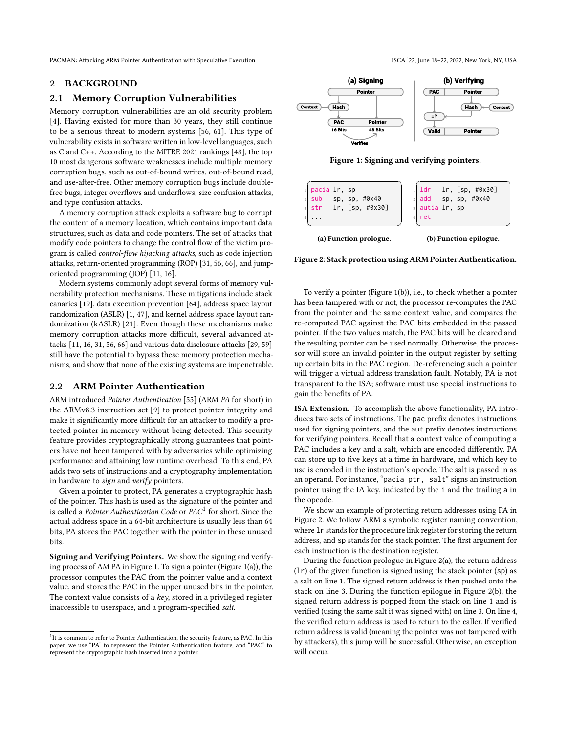## 2 BACKGROUND

### 2.1 Memory Corruption Vulnerabilities

Memory corruption vulnerabilities are an old security problem [4]. Having existed for more than 30 years, they still continue to be a serious threat to modern systems [56, 61]. This type of vulnerability exists in software written in low-level languages, such as C and C++. According to the MITRE 2021 rankings [48], the top 10 most dangerous software weaknesses include multiple memory corruption bugs, such as out-of-bound writes, out-of-bound read, and use-after-free. Other memory corruption bugs include double-free bugs, integer overflows and underflows, size confusion attacks, and type confusion attacks.

A memory corruption attack exploits a software bug to corrupt the content of a memory location, which contains important data structures, such as data and code pointers. The set of attacks that modify code pointers to change the control flow of the victim program is called *control-flow hijacking attacks*, such as code injection attacks, return-oriented programming (ROP) [31, 56, 66], and jump-oriented programming (JOP) [11, 16].

Modern systems commonly adopt several forms of memory vulnerability protection mechanisms. These mitigations include stack canaries [19], data execution prevention [64], address space layout randomization (ASLR) [1, 47], and kernel address space layout randomization (kASLR) [21]. Even though these mechanisms make memory corruption attacks more difficult, several advanced attacks [11, 16, 31, 56, 66] and various data disclosure attacks [29, 59] still have the potential to bypass these memory protection mechanisms, and show that none of the existing systems are impenetrable.

### 2.2 ARM Pointer Authentication

ARM introduced *Pointer Authentication* [55] (ARM *PA* for short) in the ARMv8.3 instruction set [9] to protect pointer integrity and make it significantly more difficult for an attacker to modify a protected pointer in memory without being detected. This security feature provides cryptographically strong guarantees that pointers have not been tampered with by adversaries while optimizing performance and attaining low runtime overhead. To this end, PA adds two sets of instructions and a cryptography implementation in hardware to *sign* and *verify* pointers.

Given a pointer to protect, PA generates a cryptographic hash of the pointer. This hash is used as the signature of the pointer and is called a *Pointer Authentication Code* or *PAC*[1] for short. Since the actual address space in a 64-bit architecture is usually less than 64 bits, PA stores the PAC together with the pointer in these unused bits.

**Signing and Verifying Pointers.** We show the signing and verifying process of AM PA in Figure 1. To sign a pointer (Figure 1(a)), the processor computes the PAC from the pointer value and a context value, and stores the PAC in the upper unused bits in the pointer. The context value consists of a *key*, stored in a privileged register inaccessible to userspace, and a program-specified *salt*.

[1] It is common to refer to Pointer Authentication, the security feature, as PAC. In this paper, we use "PA" to represent the Pointer Authentication feature, and "PAC" to represent the cryptographic hash inserted into a pointer.

**Figure 1: Signing and verifying pointers.**

```
pacia lr, sp
sub   sp, sp, #0x40
str   lr, [sp, #0x30]
...
```

**(a) Function prologue.**

```
ldr   lr, [sp, #0x30]
add   sp, sp, #0x40
autia lr, sp
ret
```

**(b) Function epilogue.**

**Figure 2: Stack protection using ARM Pointer Authentication.**

To verify a pointer (Figure 1(b)), i.e., to check whether a pointer has been tampered with or not, the processor re-computes the PAC from the pointer and the same context value, and compares the re-computed PAC against the PAC bits embedded in the passed pointer. If the two values match, the PAC bits will be cleared and the resulting pointer can be used normally. Otherwise, the processor will store an invalid pointer in the output register by setting up certain bits in the PAC region. De-referencing such a pointer will trigger a virtual address translation fault. Notably, PA is not transparent to the ISA; software must use special instructions to gain the benefits of PA.

**ISA Extension.** To accomplish the above functionality, PA introduces two sets of instructions. The pac prefix denotes instructions used for signing pointers, and the aut prefix denotes instructions for verifying pointers. Recall that a context value of computing a PAC includes a key and a salt, which are encoded differently. PA can store up to five keys at a time in hardware, and which key to use is encoded in the instruction's opcode. The salt is passed in as an operand. For instance, "pacia ptr, salt" signs an instruction pointer using the IA key, indicated by the i and the trailing a in the opcode.

We show an example of protecting return addresses using PA in Figure 2. We follow ARM's symbolic register naming convention, where lr stands for the procedure link register for storing the return address, and sp stands for the stack pointer. The first argument for each instruction is the destination register.

During the function prologue in Figure 2(a), the return address (lr) of the given function is signed using the stack pointer (sp) as a salt on line 1. The signed return address is then pushed onto the stack on line 3. During the function epilogue in Figure 2(b), the signed return address is popped from the stack on line 1 and is verified (using the same salt it was signed with) on line 3. On line 4, the verified return address is used to return to the caller. If verified return address is valid (meaning the pointer was not tampered with by attackers), this jump will be successful. Otherwise, an exception will occur.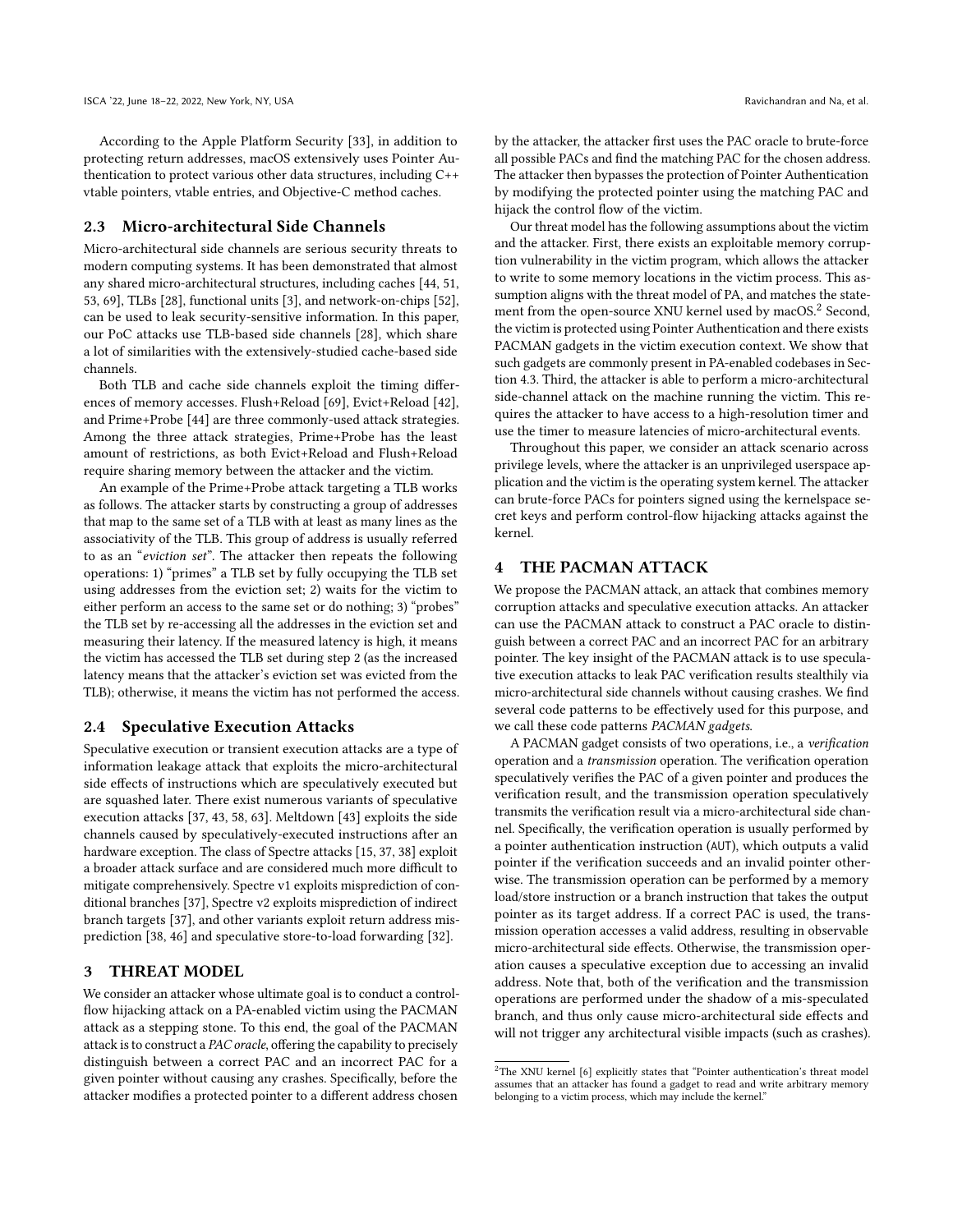According to the Apple Platform Security [33], in addition to protecting return addresses, macOS extensively uses Pointer Authentication to protect various other data structures, including C++ vtable pointers, vtable entries, and Objective-C method caches.

### 2.3 Micro-architectural Side Channels

Micro-architectural side channels are serious security threats to modern computing systems. It has been demonstrated that almost any shared micro-architectural structures, including caches [44, 51, 53, 69], TLBs [28], functional units [3], and network-on-chips [52], can be used to leak security-sensitive information. In this paper, our PoC attacks use TLB-based side channels [28], which share a lot of similarities with the extensively-studied cache-based side channels.

Both TLB and cache side channels exploit the timing differences of memory accesses. Flush+Reload [69], Evict+Reload [42], and Prime+Probe [44] are three commonly-used attack strategies. Among the three attack strategies, Prime+Probe has the least amount of restrictions, as both Evict+Reload and Flush+Reload require sharing memory between the attacker and the victim.

An example of the Prime+Probe attack targeting a TLB works as follows. The attacker starts by constructing a group of addresses that map to the same set of a TLB with at least as many lines as the associativity of the TLB. This group of address is usually referred to as an "*eviction set*". The attacker then repeats the following operations: 1) "primes" a TLB set by fully occupying the TLB set using addresses from the eviction set; 2) waits for the victim to either perform an access to the same set or do nothing; 3) "probes" the TLB set by re-accessing all the addresses in the eviction set and measuring their latency. If the measured latency is high, it means the victim has accessed the TLB set during step 2 (as the increased latency means that the attacker's eviction set was evicted from the TLB); otherwise, it means the victim has not performed the access.

### 2.4 Speculative Execution Attacks

Speculative execution or transient execution attacks are a type of information leakage attack that exploits the micro-architectural side effects of instructions which are speculatively executed but are squashed later. There exist numerous variants of speculative execution attacks [37, 43, 58, 63]. Meltdown [43] exploits the side channels caused by speculatively-executed instructions after an hardware exception. The class of Spectre attacks [15, 37, 38] exploit a broader attack surface and are considered much more difficult to mitigate comprehensively. Spectre v1 exploits misprediction of conditional branches [37], Spectre v2 exploits misprediction of indirect branch targets [37], and other variants exploit return address misprediction [38, 46] and speculative store-to-load forwarding [32].

## 3 THREAT MODEL

We consider an attacker whose ultimate goal is to conduct a control-flow hijacking attack on a PA-enabled victim using the PACMAN attack as a stepping stone. To this end, the goal of the PACMAN attack is to construct a *PAC oracle*, offering the capability to precisely distinguish between a correct PAC and an incorrect PAC for a given pointer without causing any crashes. Specifically, before the attacker modifies a protected pointer to a different address chosen by the attacker, the attacker first uses the PAC oracle to brute-force all possible PACs and find the matching PAC for the chosen address. The attacker then bypasses the protection of Pointer Authentication by modifying the protected pointer using the matching PAC and hijack the control flow of the victim.

Our threat model has the following assumptions about the victim and the attacker. First, there exists an exploitable memory corruption vulnerability in the victim program, which allows the attacker to write to some memory locations in the victim process. This assumption aligns with the threat model of PA, and matches the statement from the open-source XNU kernel used by macOS.[2] Second, the victim is protected using Pointer Authentication and there exists PACMAN gadgets in the victim execution context. We show that such gadgets are commonly present in PA-enabled codebases in Section 4.3. Third, the attacker is able to perform a micro-architectural side-channel attack on the machine running the victim. This requires the attacker to have access to a high-resolution timer and use the timer to measure latencies of micro-architectural events.

Throughout this paper, we consider an attack scenario across privilege levels, where the attacker is an unprivileged userspace application and the victim is the operating system kernel. The attacker can brute-force PACs for pointers signed using the kernelspace secret keys and perform control-flow hijacking attacks against the kernel.

## 4 THE PACMAN ATTACK

We propose the PACMAN attack, an attack that combines memory corruption attacks and speculative execution attacks. An attacker can use the PACMAN attack to construct a PAC oracle to distinguish between a correct PAC and an incorrect PAC for an arbitrary pointer. The key insight of the PACMAN attack is to use speculative execution attacks to leak PAC verification results stealthily via micro-architectural side channels without causing crashes. We find several code patterns to be effectively used for this purpose, and we call these code patterns *PACMAN gadgets*.

A PACMAN gadget consists of two operations, i.e., a *verification* operation and a *transmission* operation. The verification operation speculatively verifies the PAC of a given pointer and produces the verification result, and the transmission operation speculatively transmits the verification result via a micro-architectural side channel. Specifically, the verification operation is usually performed by a pointer authentication instruction (AUT), which outputs a valid pointer if the verification succeeds and an invalid pointer otherwise. The transmission operation can be performed by a memory load/store instruction or a branch instruction that takes the output pointer as its target address. If a correct PAC is used, the transmission operation accesses a valid address, resulting in observable micro-architectural side effects. Otherwise, the transmission operation causes a speculative exception due to accessing an invalid address. Note that, both of the verification and the transmission operations are performed under the shadow of a mis-speculated branch, and thus only cause micro-architectural side effects and will not trigger any architectural visible impacts (such as crashes).

[2] The XNU kernel [6] explicitly states that "Pointer authentication's threat model assumes that an attacker has found a gadget to read and write arbitrary memory belonging to a victim process, which may include the kernel."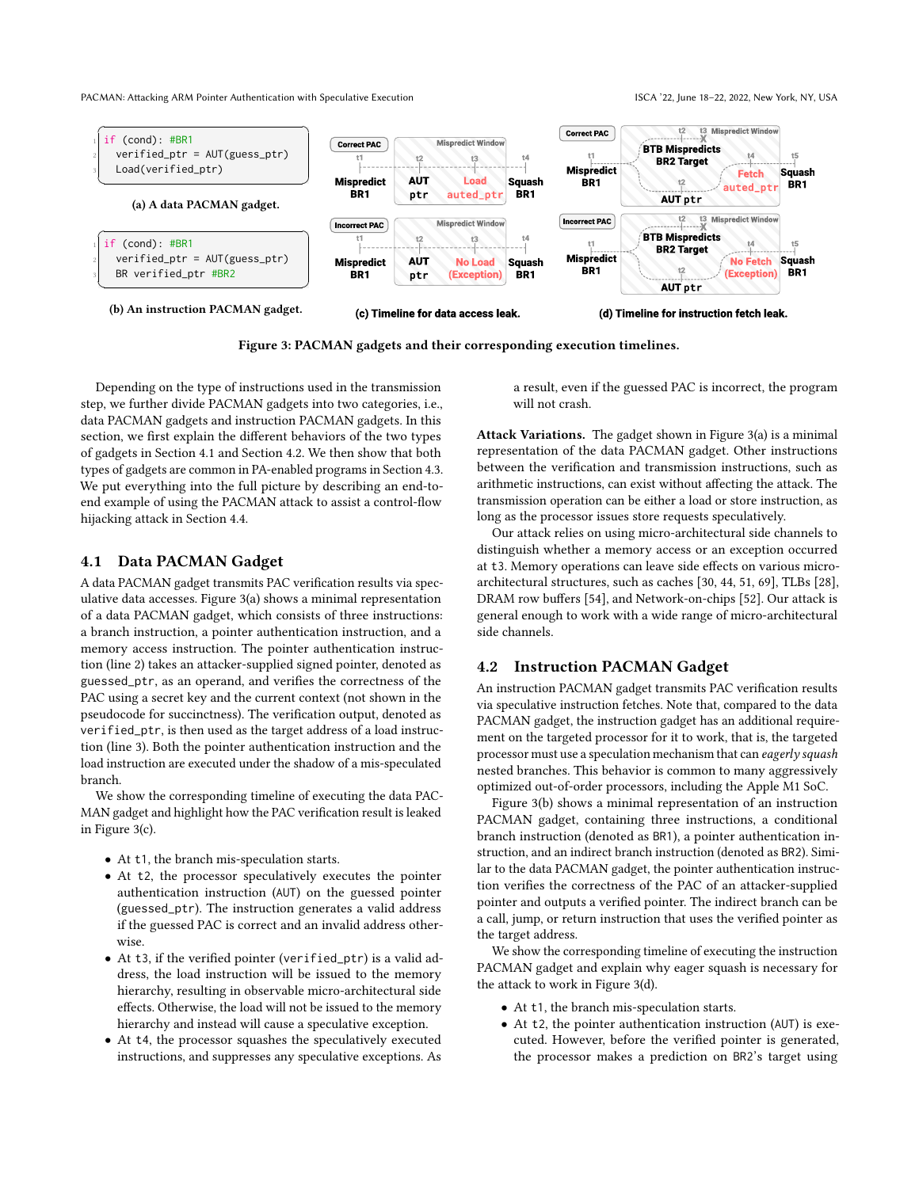```
if (cond): #BR1
    verified_ptr = AUT(guess_ptr)
    Load(verified_ptr)
```

(a) A data PACMAN gadget.

```
if (cond): #BR1
    verified_ptr = AUT(guess_ptr)
    BR verified_ptr #BR2
```

(b) An instruction PACMAN gadget.

(c) Timeline for data access leak.

(d) Timeline for instruction fetch leak.

**Figure 3: PACMAN gadgets and their corresponding execution timelines.**

Depending on the type of instructions used in the transmission step, we further divide PACMAN gadgets into two categories, i.e., data PACMAN gadgets and instruction PACMAN gadgets. In this section, we first explain the different behaviors of the two types of gadgets in Section 4.1 and Section 4.2. We then show that both types of gadgets are common in PA-enabled programs in Section 4.3. We put everything into the full picture by describing an end-to-end example of using the PACMAN attack to assist a control-flow hijacking attack in Section 4.4.

## 4.1 Data PACMAN Gadget

A data PACMAN gadget transmits PAC verification results via speculative data accesses. Figure 3(a) shows a minimal representation of a data PACMAN gadget, which consists of three instructions: a branch instruction, a pointer authentication instruction, and a memory access instruction. The pointer authentication instruction (line 2) takes an attacker-supplied signed pointer, denoted as `guessed_ptr`, as an operand, and verifies the correctness of the PAC using a secret key and the current context (not shown in the pseudocode for succinctness). The verification output, denoted as `verified_ptr`, is then used as the target address of a load instruction (line 3). Both the pointer authentication instruction and the load instruction are executed under the shadow of a mis-speculated branch.

We show the corresponding timeline of executing the data PACMAN gadget and highlight how the PAC verification result is leaked in Figure 3(c).

- At `t1`, the branch mis-speculation starts.
- At `t2`, the processor speculatively executes the pointer authentication instruction (`AUT`) on the guessed pointer (`guessed_ptr`). The instruction generates a valid address if the guessed PAC is correct and an invalid address otherwise.
- At `t3`, if the verified pointer (`verified_ptr`) is a valid address, the load instruction will be issued to the memory hierarchy, resulting in observable micro-architectural side effects. Otherwise, the load will not be issued to the memory hierarchy and instead will cause a speculative exception.
- At `t4`, the processor squashes the speculatively executed instructions, and suppresses any speculative exceptions. As a result, even if the guessed PAC is incorrect, the program will not crash.

**Attack Variations.** The gadget shown in Figure 3(a) is a minimal representation of the data PACMAN gadget. Other instructions between the verification and transmission instructions, such as arithmetic instructions, can exist without affecting the attack. The transmission operation can be either a load or store instruction, as long as the processor issues store requests speculatively.

Our attack relies on using micro-architectural side channels to distinguish whether a memory access or an exception occurred at `t3`. Memory operations can leave side effects on various micro-architectural structures, such as caches [30, 44, 51, 69], TLBs [28], DRAM row buffers [54], and Network-on-chips [52]. Our attack is general enough to work with a wide range of micro-architectural side channels.

## 4.2 Instruction PACMAN Gadget

An instruction PACMAN gadget transmits PAC verification results via speculative instruction fetches. Note that, compared to the data PACMAN gadget, the instruction gadget has an additional requirement on the targeted processor for it to work, that is, the targeted processor must use a speculation mechanism that can *eagerly squash* nested branches. This behavior is common to many aggressively optimized out-of-order processors, including the Apple M1 SoC.

Figure 3(b) shows a minimal representation of an instruction PACMAN gadget, containing three instructions, a conditional branch instruction (denoted as `BR1`), a pointer authentication instruction, and an indirect branch instruction (denoted as `BR2`). Similar to the data PACMAN gadget, the pointer authentication instruction verifies the correctness of the PAC of an attacker-supplied pointer and outputs a verified pointer. The indirect branch can be a call, jump, or return instruction that uses the verified pointer as the target address.

We show the corresponding timeline of executing the instruction PACMAN gadget and explain why eager squash is necessary for the attack to work in Figure 3(d).

- At `t1`, the branch mis-speculation starts.
- At `t2`, the pointer authentication instruction (`AUT`) is executed. However, before the verified pointer is generated, the processor makes a prediction on `BR2`'s target using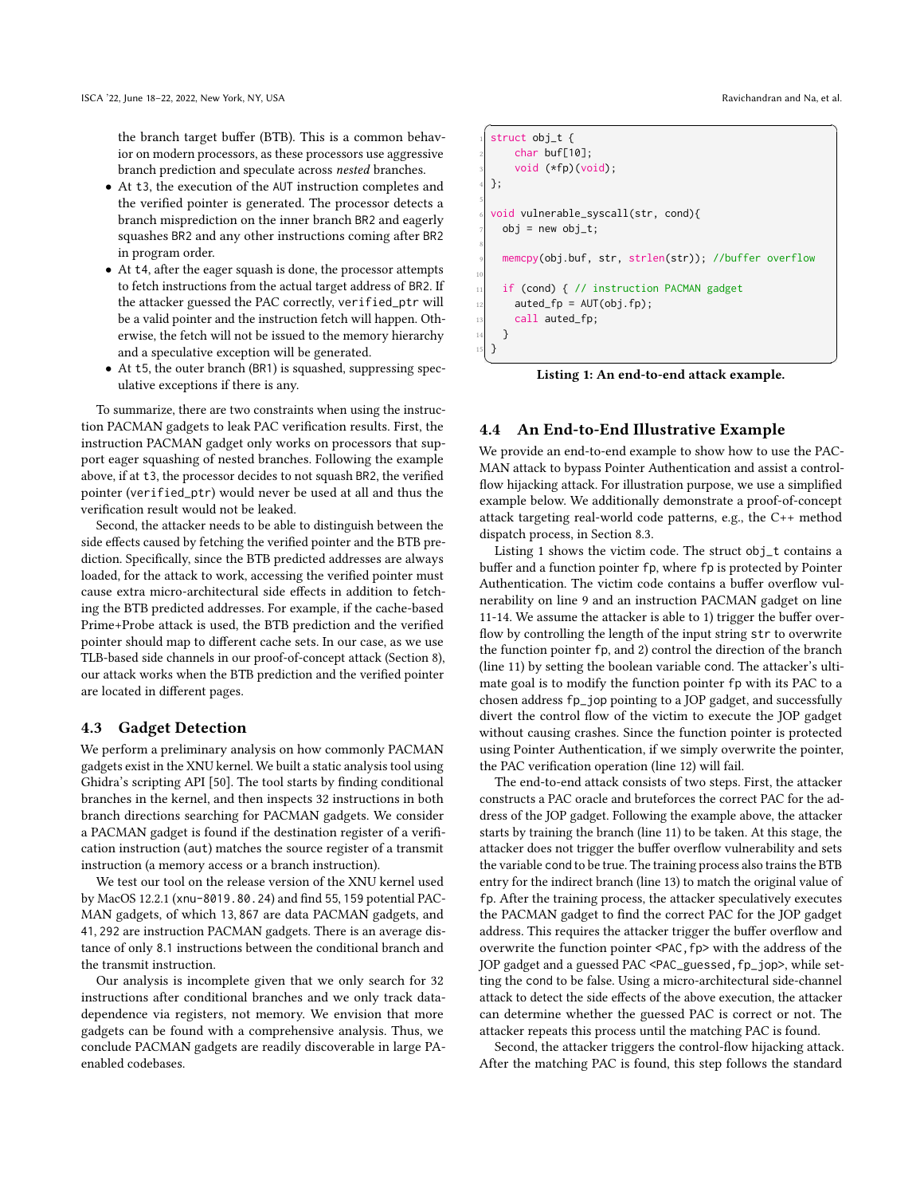the branch target buffer (BTB). This is a common behavior on modern processors, as these processors use aggressive branch prediction and speculate across *nested* branches.

- At t3, the execution of the AUT instruction completes and the verified pointer is generated. The processor detects a branch misprediction on the inner branch BR2 and eagerly squashes BR2 and any other instructions coming after BR2 in program order.
- At t4, after the eager squash is done, the processor attempts to fetch instructions from the actual target address of BR2. If the attacker guessed the PAC correctly, verified_ptr will be a valid pointer and the instruction fetch will happen. Otherwise, the fetch will not be issued to the memory hierarchy and a speculative exception will be generated.
- At t5, the outer branch (BR1) is squashed, suppressing speculative exceptions if there is any.

To summarize, there are two constraints when using the instruction PACMAN gadgets to leak PAC verification results. First, the instruction PACMAN gadget only works on processors that support eager squashing of nested branches. Following the example above, if at t3, the processor decides to not squash BR2, the verified pointer (verified_ptr) would never be used at all and thus the verification result would not be leaked.

Second, the attacker needs to be able to distinguish between the side effects caused by fetching the verified pointer and the BTB prediction. Specifically, since the BTB predicted addresses are always loaded, for the attack to work, accessing the verified pointer must cause extra micro-architectural side effects in addition to fetching the BTB predicted addresses. For example, if the cache-based Prime+Probe attack is used, the BTB prediction and the verified pointer should map to different cache sets. In our case, as we use TLB-based side channels in our proof-of-concept attack (Section 8), our attack works when the BTB prediction and the verified pointer are located in different pages.

## 4.3 Gadget Detection

We perform a preliminary analysis on how commonly PACMAN gadgets exist in the XNU kernel. We built a static analysis tool using Ghidra's scripting API [50]. The tool starts by finding conditional branches in the kernel, and then inspects 32 instructions in both branch directions searching for PACMAN gadgets. We consider a PACMAN gadget is found if the destination register of a verification instruction (aut) matches the source register of a transmit instruction (a memory access or a branch instruction).

We test our tool on the release version of the XNU kernel used by MacOS 12.2.1 (xnu-8019.80.24) and find 55,159 potential PACMAN gadgets, of which 13,867 are data PACMAN gadgets, and 41,292 are instruction PACMAN gadgets. There is an average distance of only 8.1 instructions between the conditional branch and the transmit instruction.

Our analysis is incomplete given that we only search for 32 instructions after conditional branches and we only track data-dependence via registers, not memory. We envision that more gadgets can be found with a comprehensive analysis. Thus, we conclude PACMAN gadgets are readily discoverable in large PA-enabled codebases.

```
struct obj_t {
    char buf[10];
    void (*fp)(void);
};

void vulnerable_syscall(str, cond){
  obj = new obj_t;

  memcpy(obj.buf, str, strlen(str)); //buffer overflow

  if (cond) { // instruction PACMAN gadget
    auted_fp = AUT(obj.fp);
    call auted_fp;
  }
}
```

**Listing 1: An end-to-end attack example.**

## 4.4 An End-to-End Illustrative Example

We provide an end-to-end example to show how to use the PACMAN attack to bypass Pointer Authentication and assist a control-flow hijacking attack. For illustration purpose, we use a simplified example below. We additionally demonstrate a proof-of-concept attack targeting real-world code patterns, e.g., the C++ method dispatch process, in Section 8.3.

Listing 1 shows the victim code. The struct obj_t contains a buffer and a function pointer fp, where fp is protected by Pointer Authentication. The victim code contains a buffer overflow vulnerability on line 9 and an instruction PACMAN gadget on line 11-14. We assume the attacker is able to 1) trigger the buffer overflow by controlling the length of the input string str to overwrite the function pointer fp, and 2) control the direction of the branch (line 11) by setting the boolean variable cond. The attacker's ultimate goal is to modify the function pointer fp with its PAC to a chosen address fp_jop pointing to a JOP gadget, and successfully divert the control flow of the victim to execute the JOP gadget without causing crashes. Since the function pointer is protected using Pointer Authentication, if we simply overwrite the pointer, the PAC verification operation (line 12) will fail.

The end-to-end attack consists of two steps. First, the attacker constructs a PAC oracle and bruteforces the correct PAC for the address of the JOP gadget. Following the example above, the attacker starts by training the branch (line 11) to be taken. At this stage, the attacker does not trigger the buffer overflow vulnerability and sets the variable cond to be true. The training process also trains the BTB entry for the indirect branch (line 13) to match the original value of fp. After the training process, the attacker speculatively executes the PACMAN gadget to find the correct PAC for the JOP gadget address. This requires the attacker trigger the buffer overflow and overwrite the function pointer <PAC,fp> with the address of the JOP gadget and a guessed PAC <PAC_guessed,fp_jop>, while setting the cond to be false. Using a micro-architectural side-channel attack to detect the side effects of the above execution, the attacker can determine whether the guessed PAC is correct or not. The attacker repeats this process until the matching PAC is found.

Second, the attacker triggers the control-flow hijacking attack. After the matching PAC is found, this step follows the standard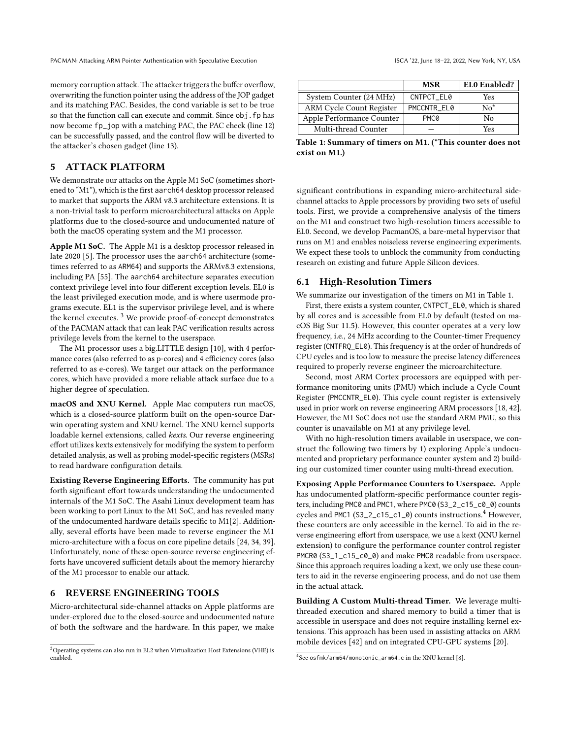memory corruption attack. The attacker triggers the buffer overflow, overwriting the function pointer using the address of the JOP gadget and its matching PAC. Besides, the cond variable is set to be true so that the function call can execute and commit. Since obj.fp has now become fp_jop with a matching PAC, the PAC check (line 12) can be successfully passed, and the control flow will be diverted to the attacker's chosen gadget (line 13).

## 5 ATTACK PLATFORM

We demonstrate our attacks on the Apple M1 SoC (sometimes shortened to "M1"), which is the first aarch64 desktop processor released to market that supports the ARM v8.3 architecture extensions. It is a non-trivial task to perform microarchitectural attacks on Apple platforms due to the closed-source and undocumented nature of both the macOS operating system and the M1 processor.

**Apple M1 SoC.** The Apple M1 is a desktop processor released in late 2020 [5]. The processor uses the aarch64 architecture (sometimes referred to as ARM64) and supports the ARMv8.3 extensions, including PA [55]. The aarch64 architecture separates execution context privilege level into four different exception levels. EL0 is the least privileged execution mode, and is where usermode programs execute. EL1 is the supervisor privilege level, and is where the kernel executes. [3] We provide proof-of-concept demonstrates of the PACMAN attack that can leak PAC verification results across privilege levels from the kernel to the userspace.

The M1 processor uses a big.LITTLE design [10], with 4 performance cores (also referred to as p-cores) and 4 efficiency cores (also referred to as e-cores). We target our attack on the performance cores, which have provided a more reliable attack surface due to a higher degree of speculation.

**macOS and XNU Kernel.** Apple Mac computers run macOS, which is a closed-source platform built on the open-source Darwin operating system and XNU kernel. The XNU kernel supports loadable kernel extensions, called *kexts*. Our reverse engineering effort utilizes kexts extensively for modifying the system to perform detailed analysis, as well as probing model-specific registers (MSRs) to read hardware configuration details.

**Existing Reverse Engineering Efforts.** The community has put forth significant effort towards understanding the undocumented internals of the M1 SoC. The Asahi Linux development team has been working to port Linux to the M1 SoC, and has revealed many of the undocumented hardware details specific to M1[2]. Additionally, several efforts have been made to reverse engineer the M1 micro-architecture with a focus on core pipeline details [24, 34, 39]. Unfortunately, none of these open-source reverse engineering efforts have uncovered sufficient details about the memory hierarchy of the M1 processor to enable our attack.

## 6 REVERSE ENGINEERING TOOLS

Micro-architectural side-channel attacks on Apple platforms are under-explored due to the closed-source and undocumented nature of both the software and the hardware. In this paper, we make significant contributions in expanding micro-architectural side-channel attacks to Apple processors by providing two sets of useful tools. First, we provide a comprehensive analysis of the timers on the M1 and construct two high-resolution timers accessible to EL0. Second, we develop PacmanOS, a bare-metal hypervisor that runs on M1 and enables noiseless reverse engineering experiments. We expect these tools to unblock the community from conducting research on existing and future Apple Silicon devices.

| | MSR | EL0 Enabled? |
|---|---|---|
| System Counter (24 MHz) | CNTPCT_EL0 | Yes |
| ARM Cycle Count Register | PMCCNTR_EL0 | No* |
| Apple Performance Counter | PMC0 | No |
| Multi-thread Counter | — | Yes |

**Table 1: Summary of timers on M1. (*This counter does not exist on M1.)**

### 6.1 High-Resolution Timers

We summarize our investigation of the timers on M1 in Table 1.

First, there exists a system counter, CNTPCT_EL0, which is shared by all cores and is accessible from EL0 by default (tested on macOS Big Sur 11.5). However, this counter operates at a very low frequency, i.e., 24 MHz according to the Counter-timer Frequency register (CNTFRQ_EL0). This frequency is at the order of hundreds of CPU cycles and is too low to measure the precise latency differences required to properly reverse engineer the microarchitecture.

Second, most ARM Cortex processors are equipped with performance monitoring units (PMU) which include a Cycle Count Register (PMCCNTR_EL0). This cycle count register is extensively used in prior work on reverse engineering ARM processors [18, 42]. However, the M1 SoC does not use the standard ARM PMU, so this counter is unavailable on M1 at any privilege level.

With no high-resolution timers available in userspace, we construct the following two timers by 1) exploring Apple's undocumented and proprietary performance counter system and 2) building our customized timer counter using multi-thread execution.

**Exposing Apple Performance Counters to Userspace.** Apple has undocumented platform-specific performance counter registers, including PMC0 and PMC1, where PMC0 (S3_2_c15_c0_0) counts cycles and PMC1 (S3_2_c15_c1_0) counts instructions.[4] However, these counters are only accessible in the kernel. To aid in the reverse engineering effort from userspace, we use a kext (XNU kernel extension) to configure the performance counter control register PMCR0 (S3_1_c15_c0_0) and make PMC0 readable from userspace. Since this approach requires loading a kext, we only use these counters to aid in the reverse engineering process, and do not use them in the actual attack.

**Building A Custom Multi-thread Timer.** We leverage multi-threaded execution and shared memory to build a timer that is accessible in userspace and does not require installing kernel extensions. This approach has been used in assisting attacks on ARM mobile devices [42] and on integrated CPU-GPU systems [20].

---

[3] Operating systems can also run in EL2 when Virtualization Host Extensions (VHE) is enabled.

[4] See osfmk/arm64/monotonic_arm64.c in the XNU kernel [8].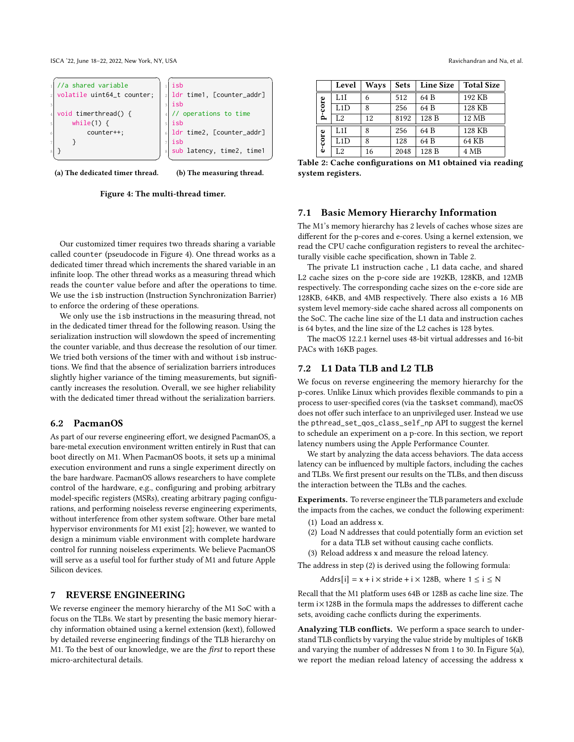```
//a shared variable
volatile uint64_t counter;

void timerthread() {
    while(1) {
        counter++;
    }
}
```

(a) The dedicated timer thread.

```
isb
ldr time1, [counter_addr]
isb
// operations to time
isb
ldr time2, [counter_addr]
isb
sub latency, time2, time1
```

(b) The measuring thread.

Figure 4: The multi-thread timer.

Our customized timer requires two threads sharing a variable called `counter` (pseudocode in Figure 4). One thread works as a dedicated timer thread which increments the shared variable in an infinite loop. The other thread works as a measuring thread which reads the `counter` value before and after the operations to time. We use the `isb` instruction (Instruction Synchronization Barrier) to enforce the ordering of these operations.

We only use the `isb` instructions in the measuring thread, not in the dedicated timer thread for the following reason. Using the serialization instruction will slowdown the speed of incrementing the counter variable, and thus decrease the resolution of our timer. We tried both versions of the timer with and without `isb` instructions. We find that the absence of serialization barriers introduces slightly higher variance of the timing measurements, but significantly increases the resolution. Overall, we see higher reliability with the dedicated timer thread without the serialization barriers.

## 6.2 PacmanOS

As part of our reverse engineering effort, we designed PacmanOS, a bare-metal execution environment written entirely in Rust that can boot directly on M1. When PacmanOS boots, it sets up a minimal execution environment and runs a single experiment directly on the bare hardware. PacmanOS allows researchers to have complete control of the hardware, e.g., configuring and probing arbitrary model-specific registers (MSRs), creating arbitrary paging configurations, and performing noiseless reverse engineering experiments, without interference from other system software. Other bare metal hypervisor environments for M1 exist [2]; however, we wanted to design a minimum viable environment with complete hardware control for running noiseless experiments. We believe PacmanOS will serve as a useful tool for further study of M1 and future Apple Silicon devices.

# 7 REVERSE ENGINEERING

We reverse engineer the memory hierarchy of the M1 SoC with a focus on the TLBs. We start by presenting the basic memory hierarchy information obtained using a kernel extension (kext), followed by detailed reverse engineering findings of the TLB hierarchy on M1. To the best of our knowledge, we are the *first* to report these micro-architectural details.

| | Level | Ways | Sets | Line Size | Total Size |
|---|---|---|---|---|---|
| p-core | L1I | 6 | 512 | 64 B | 192 KB |
| | L1D | 8 | 256 | 64 B | 128 KB |
| | L2 | 12 | 8192 | 128 B | 12 MB |
| e-core | L1I | 8 | 256 | 64 B | 128 KB |
| | L1D | 8 | 128 | 64 B | 64 KB |
| | L2 | 16 | 2048 | 128 B | 4 MB |

Table 2: Cache configurations on M1 obtained via reading system registers.

## 7.1 Basic Memory Hierarchy Information

The M1's memory hierarchy has 2 levels of caches whose sizes are different for the p-cores and e-cores. Using a kernel extension, we read the CPU cache configuration registers to reveal the architecturally visible cache specification, shown in Table 2.

The private L1 instruction cache , L1 data cache, and shared L2 cache sizes on the p-core side are 192KB, 128KB, and 12MB respectively. The corresponding cache sizes on the e-core side are 128KB, 64KB, and 4MB respectively. There also exists a 16 MB system level memory-side cache shared across all components on the SoC. The cache line size of the L1 data and instruction caches is 64 bytes, and the line size of the L2 caches is 128 bytes.

The macOS 12.2.1 kernel uses 48-bit virtual addresses and 16-bit PACs with 16KB pages.

## 7.2 L1 Data TLB and L2 TLB

We focus on reverse engineering the memory hierarchy for the p-cores. Unlike Linux which provides flexible commands to pin a process to user-specified cores (via the `taskset` command), macOS does not offer such interface to an unprivileged user. Instead we use the `pthread_set_qos_class_self_np` API to suggest the kernel to schedule an experiment on a p-core. In this section, we report latency numbers using the Apple Performance Counter.

We start by analyzing the data access behaviors. The data access latency can be influenced by multiple factors, including the caches and TLBs. We first present our results on the TLBs, and then discuss the interaction between the TLBs and the caches.

**Experiments.** To reverse engineer the TLB parameters and exclude the impacts from the caches, we conduct the following experiment:

1. Load an address x.
2. Load N addresses that could potentially form an eviction set for a data TLB set without causing cache conflicts.
3. Reload address x and measure the reload latency.

The address in step (2) is derived using the following formula:

$$\text{Addrs}[i] = x + i \times \text{stride} + i \times 128\text{B}, \text{ where } 1 \le i \le N$$

Recall that the M1 platform uses 64B or 128B as cache line size. The term $i \times 128\text{B}$ in the formula maps the addresses to different cache sets, avoiding cache conflicts during the experiments.

**Analyzing TLB conflicts.** We perform a space search to understand TLB conflicts by varying the value stride by multiples of 16KB and varying the number of addresses N from 1 to 30. In Figure 5(a), we report the median reload latency of accessing the address x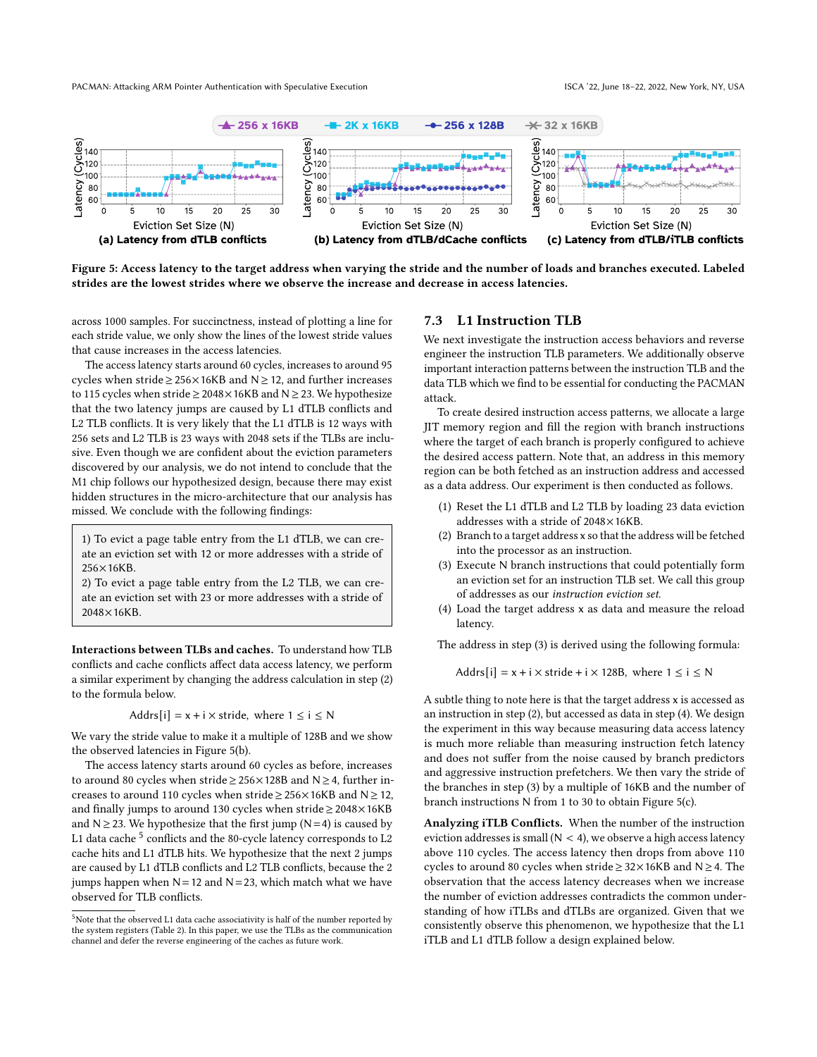Figure 5: Access latency to the target address when varying the stride and the number of loads and branches executed. Labeled strides are the lowest strides where we observe the increase and decrease in access latencies.

across 1000 samples. For succinctness, instead of plotting a line for each stride value, we only show the lines of the lowest stride values that cause increases in the access latencies.

The access latency starts around 60 cycles, increases to around 95 cycles when stride ≥ 256×16KB and N ≥ 12, and further increases to 115 cycles when stride ≥ 2048×16KB and N ≥ 23. We hypothesize that the two latency jumps are caused by L1 dTLB conflicts and L2 TLB conflicts. It is very likely that the L1 dTLB is 12 ways with 256 sets and L2 TLB is 23 ways with 2048 sets if the TLBs are inclusive. Even though we are confident about the eviction parameters discovered by our analysis, we do not intend to conclude that the M1 chip follows our hypothesized design, because there may exist hidden structures in the micro-architecture that our analysis has missed. We conclude with the following findings:

> 1) To evict a page table entry from the L1 dTLB, we can create an eviction set with 12 or more addresses with a stride of 256×16KB.
> 2) To evict a page table entry from the L2 TLB, we can create an eviction set with 23 or more addresses with a stride of 2048×16KB.

**Interactions between TLBs and caches.** To understand how TLB conflicts and cache conflicts affect data access latency, we perform a similar experiment by changing the address calculation in step (2) to the formula below.

$$\text{Addrs}[i] = x + i \times \text{stride}, \text{ where } 1 \leq i \leq N$$

We vary the stride value to make it a multiple of 128B and we show the observed latencies in Figure 5(b).

The access latency starts around 60 cycles as before, increases to around 80 cycles when stride ≥ 256×128B and N ≥ 4, further increases to around 110 cycles when stride ≥ 256×16KB and N ≥ 12, and finally jumps to around 130 cycles when stride ≥ 2048×16KB and N ≥ 23. We hypothesize that the first jump (N = 4) is caused by L1 data cache [5] conflicts and the 80-cycle latency corresponds to L2 cache hits and L1 dTLB hits. We hypothesize that the next 2 jumps are caused by L1 dTLB conflicts and L2 TLB conflicts, because the 2 jumps happen when N = 12 and N = 23, which match what we have observed for TLB conflicts.

[5] Note that the observed L1 data cache associativity is half of the number reported by the system registers (Table 2). In this paper, we use the TLBs as the communication channel and defer the reverse engineering of the caches as future work.

## 7.3 L1 Instruction TLB

We next investigate the instruction access behaviors and reverse engineer the instruction TLB parameters. We additionally observe important interaction patterns between the instruction TLB and the data TLB which we find to be essential for conducting the PACMAN attack.

To create desired instruction access patterns, we allocate a large JIT memory region and fill the region with branch instructions where the target of each branch is properly configured to achieve the desired access pattern. Note that, an address in this memory region can be both fetched as an instruction address and accessed as a data address. Our experiment is then conducted as follows.

1. Reset the L1 dTLB and L2 TLB by loading 23 data eviction addresses with a stride of 2048×16KB.
2. Branch to a target address x so that the address will be fetched into the processor as an instruction.
3. Execute N branch instructions that could potentially form an eviction set for an instruction TLB set. We call this group of addresses as our *instruction eviction set*.
4. Load the target address x as data and measure the reload latency.

The address in step (3) is derived using the following formula:

$$\text{Addrs}[i] = x + i \times \text{stride} + i \times 128\text{B}, \text{ where } 1 \leq i \leq N$$

A subtle thing to note here is that the target address x is accessed as an instruction in step (2), but accessed as data in step (4). We design the experiment in this way because measuring data access latency is much more reliable than measuring instruction fetch latency and does not suffer from the noise caused by branch predictors and aggressive instruction prefetchers. We then vary the stride of the branches in step (3) by a multiple of 16KB and the number of branch instructions N from 1 to 30 to obtain Figure 5(c).

**Analyzing iTLB Conflicts.** When the number of the instruction eviction addresses is small (N < 4), we observe a high access latency above 110 cycles. The access latency then drops from above 110 cycles to around 80 cycles when stride ≥ 32×16KB and N ≥ 4. The observation that the access latency decreases when we increase the number of eviction addresses contradicts the common understanding of how iTLBs and dTLBs are organized. Given that we consistently observe this phenomenon, we hypothesize that the L1 iTLB and L1 dTLB follow a design explained below.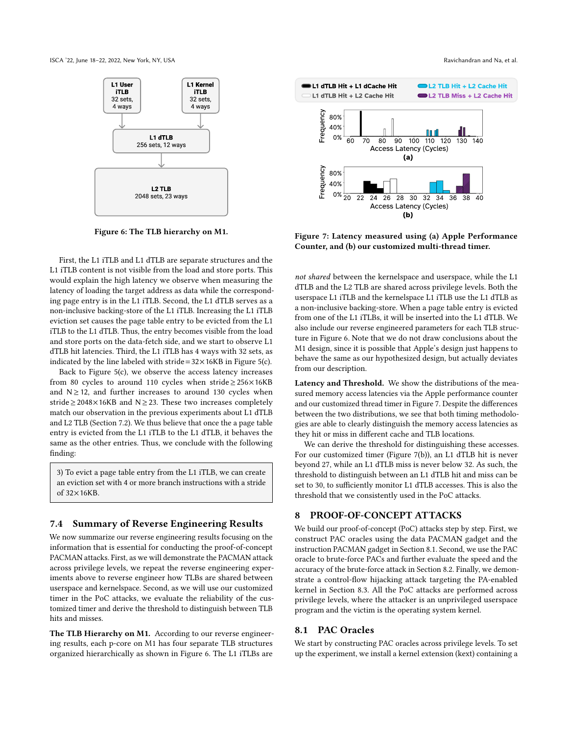Figure 6: The TLB hierarchy on M1.

First, the L1 iTLB and L1 dTLB are separate structures and the L1 iTLB content is not visible from the load and store ports. This would explain the high latency we observe when measuring the latency of loading the target address as data while the corresponding page entry is in the L1 iTLB. Second, the L1 dTLB serves as a non-inclusive backing-store of the L1 iTLB. Increasing the L1 iTLB eviction set causes the page table entry to be evicted from the L1 iTLB to the L1 dTLB. Thus, the entry becomes visible from the load and store ports on the data-fetch side, and we start to observe L1 dTLB hit latencies. Third, the L1 iTLB has 4 ways with 32 sets, as indicated by the line labeled with stride$=32\times$16KB in Figure 5(c).

Back to Figure 5(c), we observe the access latency increases from 80 cycles to around 110 cycles when stride$\geq 256\times$16KB and $N \geq 12$, and further increases to around 130 cycles when stride$\geq 2048\times$16KB and $N \geq 23$. These two increases completely match our observation in the previous experiments about L1 dTLB and L2 TLB (Section 7.2). We thus believe that once the a page table entry is evicted from the L1 iTLB to the L1 dTLB, it behaves the same as the other entries. Thus, we conclude with the following finding:

> 3) To evict a page table entry from the L1 iTLB, we can create an eviction set with 4 or more branch instructions with a stride of $32\times$16KB.

## 7.4 Summary of Reverse Engineering Results

We now summarize our reverse engineering results focusing on the information that is essential for conducting the proof-of-concept PACMAN attacks. First, as we will demonstrate the PACMAN attack across privilege levels, we repeat the reverse engineering experiments above to reverse engineer how TLBs are shared between userspace and kernelspace. Second, as we will use our customized timer in the PoC attacks, we evaluate the reliability of the customized timer and derive the threshold to distinguish between TLB hits and misses.

**The TLB Hierarchy on M1.** According to our reverse engineering results, each p-core on M1 has four separate TLB structures organized hierarchically as shown in Figure 6. The L1 iTLBs are *not shared* between the kernelspace and userspace, while the L1 dTLB and the L2 TLB are shared across privilege levels. Both the userspace L1 iTLB and the kernelspace L1 iTLB use the L1 dTLB as a non-inclusive backing-store. When a page table entry is evicted from one of the L1 iTLBs, it will be inserted into the L1 dTLB. We also include our reverse engineered parameters for each TLB structure in Figure 6. Note that we do not draw conclusions about the M1 design, since it is possible that Apple's design just happens to behave the same as our hypothesized design, but actually deviates from our description.

Figure 7: Latency measured using (a) Apple Performance Counter, and (b) our customized multi-thread timer.

**Latency and Threshold.** We show the distributions of the measured memory access latencies via the Apple performance counter and our customized thread timer in Figure 7. Despite the differences between the two distributions, we see that both timing methodologies are able to clearly distinguish the memory access latencies as they hit or miss in different cache and TLB locations.

We can derive the threshold for distinguishing these accesses. For our customized timer (Figure 7(b)), an L1 dTLB hit is never beyond 27, while an L1 dTLB miss is never below 32. As such, the threshold to distinguish between an L1 dTLB hit and miss can be set to 30, to sufficiently monitor L1 dTLB accesses. This is also the threshold that we consistently used in the PoC attacks.

# 8 PROOF-OF-CONCEPT ATTACKS

We build our proof-of-concept (PoC) attacks step by step. First, we construct PAC oracles using the data PACMAN gadget and the instruction PACMAN gadget in Section 8.1. Second, we use the PAC oracle to brute-force PACs and further evaluate the speed and the accuracy of the brute-force attack in Section 8.2. Finally, we demonstrate a control-flow hijacking attack targeting the PA-enabled kernel in Section 8.3. All the PoC attacks are performed across privilege levels, where the attacker is an unprivileged userspace program and the victim is the operating system kernel.

## 8.1 PAC Oracles

We start by constructing PAC oracles across privilege levels. To set up the experiment, we install a kernel extension (kext) containing a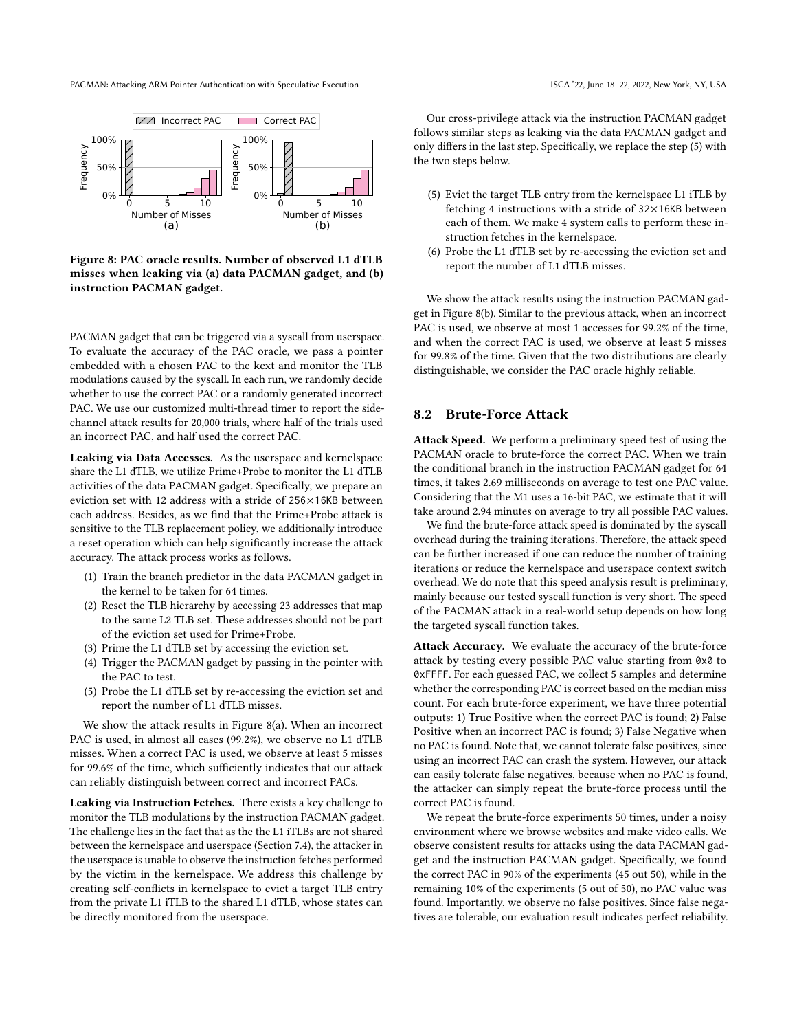Figure 8: PAC oracle results. Number of observed L1 dTLB misses when leaking via (a) data PACMAN gadget, and (b) instruction PACMAN gadget.

PACMAN gadget that can be triggered via a syscall from userspace. To evaluate the accuracy of the PAC oracle, we pass a pointer embedded with a chosen PAC to the kext and monitor the TLB modulations caused by the syscall. In each run, we randomly decide whether to use the correct PAC or a randomly generated incorrect PAC. We use our customized multi-thread timer to report the side-channel attack results for 20,000 trials, where half of the trials used an incorrect PAC, and half used the correct PAC.

**Leaking via Data Accesses.** As the userspace and kernelspace share the L1 dTLB, we utilize Prime+Probe to monitor the L1 dTLB activities of the data PACMAN gadget. Specifically, we prepare an eviction set with 12 address with a stride of 256×16KB between each address. Besides, as we find that the Prime+Probe attack is sensitive to the TLB replacement policy, we additionally introduce a reset operation which can help significantly increase the attack accuracy. The attack process works as follows.

(1) Train the branch predictor in the data PACMAN gadget in the kernel to be taken for 64 times.
(2) Reset the TLB hierarchy by accessing 23 addresses that map to the same L2 TLB set. These addresses should not be part of the eviction set used for Prime+Probe.
(3) Prime the L1 dTLB set by accessing the eviction set.
(4) Trigger the PACMAN gadget by passing in the pointer with the PAC to test.
(5) Probe the L1 dTLB set by re-accessing the eviction set and report the number of L1 dTLB misses.

We show the attack results in Figure 8(a). When an incorrect PAC is used, in almost all cases (99.2%), we observe no L1 dTLB misses. When a correct PAC is used, we observe at least 5 misses for 99.6% of the time, which sufficiently indicates that our attack can reliably distinguish between correct and incorrect PACs.

**Leaking via Instruction Fetches.** There exists a key challenge to monitor the TLB modulations by the instruction PACMAN gadget. The challenge lies in the fact that as the the L1 iTLBs are not shared between the kernelspace and userspace (Section 7.4), the attacker in the userspace is unable to observe the instruction fetches performed by the victim in the kernelspace. We address this challenge by creating self-conflicts in kernelspace to evict a target TLB entry from the private L1 iTLB to the shared L1 dTLB, whose states can be directly monitored from the userspace.

Our cross-privilege attack via the instruction PACMAN gadget follows similar steps as leaking via the data PACMAN gadget and only differs in the last step. Specifically, we replace the step (5) with the two steps below.

(5) Evict the target TLB entry from the kernelspace L1 iTLB by fetching 4 instructions with a stride of 32×16KB between each of them. We make 4 system calls to perform these instruction fetches in the kernelspace.
(6) Probe the L1 dTLB set by re-accessing the eviction set and report the number of L1 dTLB misses.

We show the attack results using the instruction PACMAN gadget in Figure 8(b). Similar to the previous attack, when an incorrect PAC is used, we observe at most 1 accesses for 99.2% of the time, and when the correct PAC is used, we observe at least 5 misses for 99.8% of the time. Given that the two distributions are clearly distinguishable, we consider the PAC oracle highly reliable.

## 8.2 Brute-Force Attack

**Attack Speed.** We perform a preliminary speed test of using the PACMAN oracle to brute-force the correct PAC. When we train the conditional branch in the instruction PACMAN gadget for 64 times, it takes 2.69 milliseconds on average to test one PAC value. Considering that the M1 uses a 16-bit PAC, we estimate that it will take around 2.94 minutes on average to try all possible PAC values.

We find the brute-force attack speed is dominated by the syscall overhead during the training iterations. Therefore, the attack speed can be further increased if one can reduce the number of training iterations or reduce the kernelspace and userspace context switch overhead. We do note that this speed analysis result is preliminary, mainly because our tested syscall function is very short. The speed of the PACMAN attack in a real-world setup depends on how long the targeted syscall function takes.

**Attack Accuracy.** We evaluate the accuracy of the brute-force attack by testing every possible PAC value starting from `0x0` to `0xFFFF`. For each guessed PAC, we collect 5 samples and determine whether the corresponding PAC is correct based on the median miss count. For each brute-force experiment, we have three potential outputs: 1) True Positive when the correct PAC is found; 2) False Positive when an incorrect PAC is found; 3) False Negative when no PAC is found. Note that, we cannot tolerate false positives, since using an incorrect PAC can crash the system. However, our attack can easily tolerate false negatives, because when no PAC is found, the attacker can simply repeat the brute-force process until the correct PAC is found.

We repeat the brute-force experiments 50 times, under a noisy environment where we browse websites and make video calls. We observe consistent results for attacks using the data PACMAN gadget and the instruction PACMAN gadget. Specifically, we found the correct PAC in 90% of the experiments (45 out 50), while in the remaining 10% of the experiments (5 out of 50), no PAC value was found. Importantly, we observe no false positives. Since false negatives are tolerable, our evaluation result indicates perfect reliability.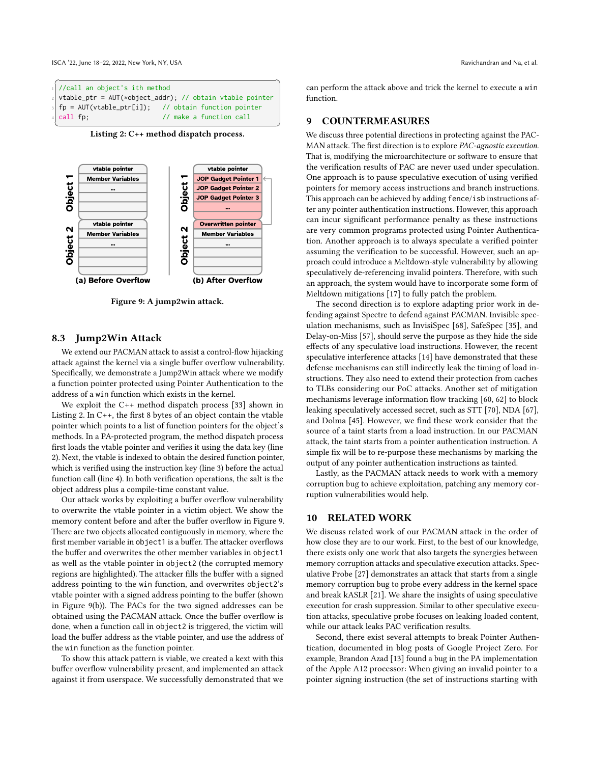```
//call an object's ith method
vtable_ptr = AUT(*object_addr); // obtain vtable pointer
fp = AUT(vtable_ptr[i]);   // obtain function pointer
call fp;                   // make a function call
```

**Listing 2: C++ method dispatch process.**

**Figure 9: A jump2win attack.**

## 8.3 Jump2Win Attack

We extend our PACMAN attack to assist a control-flow hijacking attack against the kernel via a single buffer overflow vulnerability. Specifically, we demonstrate a Jump2Win attack where we modify a function pointer protected using Pointer Authentication to the address of a win function which exists in the kernel.

We exploit the C++ method dispatch process [33] shown in Listing 2. In C++, the first 8 bytes of an object contain the vtable pointer which points to a list of function pointers for the object's methods. In a PA-protected program, the method dispatch process first loads the vtable pointer and verifies it using the data key (line 2). Next, the vtable is indexed to obtain the desired function pointer, which is verified using the instruction key (line 3) before the actual function call (line 4). In both verification operations, the salt is the object address plus a compile-time constant value.

Our attack works by exploiting a buffer overflow vulnerability to overwrite the vtable pointer in a victim object. We show the memory content before and after the buffer overflow in Figure 9. There are two objects allocated contiguously in memory, where the first member variable in object1 is a buffer. The attacker overflows the buffer and overwrites the other member variables in object1 as well as the vtable pointer in object2 (the corrupted memory regions are highlighted). The attacker fills the buffer with a signed address pointing to the win function, and overwrites object2's vtable pointer with a signed address pointing to the buffer (shown in Figure 9(b)). The PACs for the two signed addresses can be obtained using the PACMAN attack. Once the buffer overflow is done, when a function call in object2 is triggered, the victim will load the buffer address as the vtable pointer, and use the address of the win function as the function pointer.

To show this attack pattern is viable, we created a kext with this buffer overflow vulnerability present, and implemented an attack against it from userspace. We successfully demonstrated that we can perform the attack above and trick the kernel to execute a win function.

# 9 COUNTERMEASURES

We discuss three potential directions in protecting against the PACMAN attack. The first direction is to explore *PAC-agnostic execution*. That is, modifying the microarchitecture or software to ensure that the verification results of PAC are never used under speculation. One approach is to pause speculative execution of using verified pointers for memory access instructions and branch instructions. This approach can be achieved by adding fence/isb instructions after any pointer authentication instructions. However, this approach can incur significant performance penalty as these instructions are very common programs protected using Pointer Authentication. Another approach is to always speculate a verified pointer assuming the verification to be successful. However, such an approach could introduce a Meltdown-style vulnerability by allowing speculatively de-referencing invalid pointers. Therefore, with such an approach, the system would have to incorporate some form of Meltdown mitigations [17] to fully patch the problem.

The second direction is to explore adapting prior work in defending against Spectre to defend against PACMAN. Invisible speculation mechanisms, such as InvisiSpec [68], SafeSpec [35], and Delay-on-Miss [57], should serve the purpose as they hide the side effects of any speculative load instructions. However, the recent speculative interference attacks [14] have demonstrated that these defense mechanisms can still indirectly leak the timing of load instructions. They also need to extend their protection from caches to TLBs considering our PoC attacks. Another set of mitigation mechanisms leverage information flow tracking [60, 62] to block leaking speculatively accessed secret, such as STT [70], NDA [67], and Dolma [45]. However, we find these work consider that the source of a taint starts from a load instruction. In our PACMAN attack, the taint starts from a pointer authentication instruction. A simple fix will be to re-purpose these mechanisms by marking the output of any pointer authentication instructions as tainted.

Lastly, as the PACMAN attack needs to work with a memory corruption bug to achieve exploitation, patching any memory corruption vulnerabilities would help.

# 10 RELATED WORK

We discuss related work of our PACMAN attack in the order of how close they are to our work. First, to the best of our knowledge, there exists only one work that also targets the synergies between memory corruption attacks and speculative execution attacks. Speculative Probe [27] demonstrates an attack that starts from a single memory corruption bug to probe every address in the kernel space and break kASLR [21]. We share the insights of using speculative execution for crash suppression. Similar to other speculative execution attacks, speculative probe focuses on leaking loaded content, while our attack leaks PAC verification results.

Second, there exist several attempts to break Pointer Authentication, documented in blog posts of Google Project Zero. For example, Brandon Azad [13] found a bug in the PA implementation of the Apple A12 processor: When giving an invalid pointer to a pointer signing instruction (the set of instructions starting with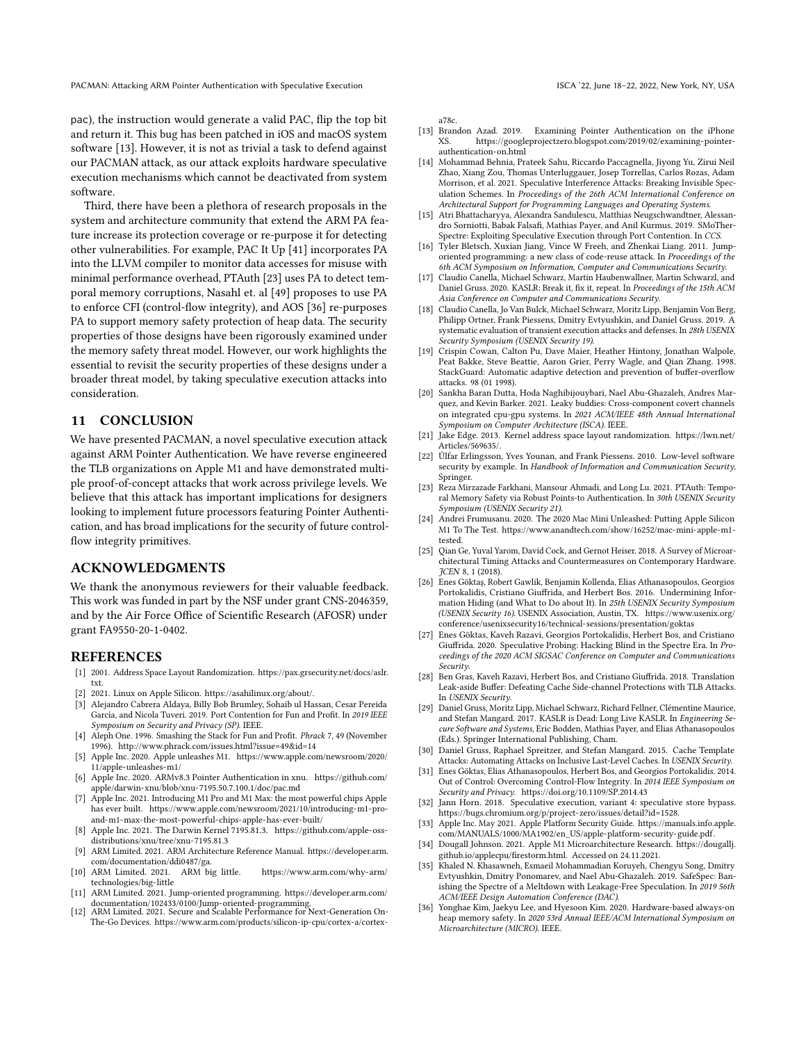pac), the instruction would generate a valid PAC, flip the top bit and return it. This bug has been patched in iOS and macOS system software [13]. However, it is not as trivial a task to defend against our PACMAN attack, as our attack exploits hardware speculative execution mechanisms which cannot be deactivated from system software.

Third, there have been a plethora of research proposals in the system and architecture community that extend the ARM PA feature increase its protection coverage or re-purpose it for detecting other vulnerabilities. For example, PAC It Up [41] incorporates PA into the LLVM compiler to monitor data accesses for misuse with minimal performance overhead, PTAuth [23] uses PA to detect temporal memory corruptions, Nasahl et. al [49] proposes to use PA to enforce CFI (control-flow integrity), and AOS [36] re-purposes PA to support memory safety protection of heap data. The security properties of those designs have been rigorously examined under the memory safety threat model. However, our work highlights the essential to revisit the security properties of these designs under a broader threat model, by taking speculative execution attacks into consideration.

## 11 CONCLUSION

We have presented PACMAN, a novel speculative execution attack against ARM Pointer Authentication. We have reverse engineered the TLB organizations on Apple M1 and have demonstrated multiple proof-of-concept attacks that work across privilege levels. We believe that this attack has important implications for designers looking to implement future processors featuring Pointer Authentication, and has broad implications for the security of future control-flow integrity primitives.

## ACKNOWLEDGMENTS

We thank the anonymous reviewers for their valuable feedback. This work was funded in part by the NSF under grant CNS-2046359, and by the Air Force Office of Scientific Research (AFOSR) under grant FA9550-20-1-0402.

## REFERENCES

- [1] 2001. Address Space Layout Randomization. https://pax.grsecurity.net/docs/aslr.txt.
- [2] 2021. Linux on Apple Silicon. https://asahilinux.org/about/.
- [3] Alejandro Cabrera Aldaya, Billy Bob Brumley, Sohaib ul Hassan, Cesar Pereida García, and Nicola Tuveri. 2019. Port Contention for Fun and Profit. In *2019 IEEE Symposium on Security and Privacy (SP)*. IEEE.
- [4] Aleph One. 1996. Smashing the Stack for Fun and Profit. *Phrack* 7, 49 (November 1996). http://www.phrack.com/issues.html?issue=49&id=14
- [5] Apple Inc. 2020. Apple unleashes M1. https://www.apple.com/newsroom/2020/11/apple-unleashes-m1/
- [6] Apple Inc. 2020. ARMv8.3 Pointer Authentication in xnu. https://github.com/apple/darwin-xnu/blob/xnu-7195.50.7.100.1/doc/pac.md
- [7] Apple Inc. 2021. Introducing M1 Pro and M1 Max: the most powerful chips Apple has ever built. https://www.apple.com/newsroom/2021/10/introducing-m1-pro-and-m1-max-the-most-powerful-chips-apple-has-ever-built/
- [8] Apple Inc. 2021. The Darwin Kernel 7195.81.3. https://github.com/apple-oss-distributions/xnu/tree/xnu-7195.81.3
- [9] ARM Limited. 2021. ARM Architecture Reference Manual. https://developer.arm.com/documentation/ddi0487/ga.
- [10] ARM Limited. 2021. ARM big little. https://www.arm.com/why-arm/technologies/big-little
- [11] ARM Limited. 2021. Jump-oriented programming. https://developer.arm.com/documentation/102433/0100/Jump-oriented-programming.
- [12] ARM Limited. 2021. Secure and Scalable Performance for Next-Generation On-The-Go Devices. https://www.arm.com/products/silicon-ip-cpu/cortex-a/cortex-a78c.
- [13] Brandon Azad. 2019. Examining Pointer Authentication on the iPhone XS. https://googleprojectzero.blogspot.com/2019/02/examining-pointer-authentication-on.html
- [14] Mohammad Behnia, Prateek Sahu, Riccardo Paccagnella, Jiyong Yu, Zirui Neil Zhao, Xiang Zou, Thomas Unterluggauer, Josep Torrellas, Carlos Rozas, Adam Morrison, et al. 2021. Speculative Interference Attacks: Breaking Invisible Speculation Schemes. In *Proceedings of the 26th ACM International Conference on Architectural Support for Programming Languages and Operating Systems*.
- [15] Atri Bhattacharyya, Alexandra Sandulescu, Matthias Neugschwandtner, Alessandro Sorniotti, Babak Falsafi, Mathias Payer, and Anil Kurmus. 2019. SMoTherSpectre: Exploiting Speculative Execution through Port Contention. In *CCS*.
- [16] Tyler Bletsch, Xuxian Jiang, Vince W Freeh, and Zhenkai Liang. 2011. Jump-oriented programming: a new class of code-reuse attack. In *Proceedings of the 6th ACM Symposium on Information, Computer and Communications Security*.
- [17] Claudio Canella, Michael Schwarz, Martin Haubenwallner, Martin Schwarzl, and Daniel Gruss. 2020. KASLR: Break it, fix it, repeat. In *Proceedings of the 15th ACM Asia Conference on Computer and Communications Security*.
- [18] Claudio Canella, Jo Van Bulck, Michael Schwarz, Moritz Lipp, Benjamin Von Berg, Philipp Ortner, Frank Piessens, Dmitry Evtyushkin, and Daniel Gruss. 2019. A systematic evaluation of transient execution attacks and defenses. In *28th USENIX Security Symposium (USENIX Security 19)*.
- [19] Crispin Cowan, Calton Pu, Dave Maier, Heather Hintony, Jonathan Walpole, Peat Bakke, Steve Beattie, Aaron Grier, Perry Wagle, and Qian Zhang. 1998. StackGuard: Automatic adaptive detection and prevention of buffer-overflow attacks. 98 (01 1998).
- [20] Sankha Baran Dutta, Hoda Naghibijouybari, Nael Abu-Ghazaleh, Andres Marquez, and Kevin Barker. 2021. Leaky buddies: Cross-component covert channels on integrated cpu-gpu systems. In *2021 ACM/IEEE 48th Annual International Symposium on Computer Architecture (ISCA)*. IEEE.
- [21] Jake Edge. 2013. Kernel address space layout randomization. https://lwn.net/Articles/569635/.
- [22] Úlfar Erlingsson, Yves Younan, and Frank Piessens. 2010. Low-level software security by example. In *Handbook of Information and Communication Security*. Springer.
- [23] Reza Mirzazade Farkhani, Mansour Ahmadi, and Long Lu. 2021. PTAuth: Temporal Memory Safety via Robust Points-to Authentication. In *30th USENIX Security Symposium (USENIX Security 21)*.
- [24] Andrei Frumusanu. 2020. The 2020 Mac Mini Unleashed: Putting Apple Silicon M1 To The Test. https://www.anandtech.com/show/16252/mac-mini-apple-m1-tested.
- [25] Qian Ge, Yuval Yarom, David Cock, and Gernot Heiser. 2018. A Survey of Microarchitectural Timing Attacks and Countermeasures on Contemporary Hardware. *JCEN* 8, 1 (2018).
- [26] Enes Göktaş, Robert Gawlik, Benjamin Kollenda, Elias Athanasopoulos, Georgios Portokalidis, Cristiano Giuffrida, and Herbert Bos. 2016. Undermining Information Hiding (and What to Do about It). In *25th USENIX Security Symposium (USENIX Security 16)*. USENIX Association, Austin, TX. https://www.usenix.org/conference/usenixsecurity16/technical-sessions/presentation/goktas
- [27] Enes Göktas, Kaveh Razavi, Georgios Portokalidis, Herbert Bos, and Cristiano Giuffrida. 2020. Speculative Probing: Hacking Blind in the Spectre Era. In *Proceedings of the 2020 ACM SIGSAC Conference on Computer and Communications Security*.
- [28] Ben Gras, Kaveh Razavi, Herbert Bos, and Cristiano Giuffrida. 2018. Translation Leak-aside Buffer: Defeating Cache Side-channel Protections with TLB Attacks. In *USENIX Security*.
- [29] Daniel Gruss, Moritz Lipp, Michael Schwarz, Richard Fellner, Clémentine Maurice, and Stefan Mangard. 2017. KASLR is Dead: Long Live KASLR. In *Engineering Secure Software and Systems*, Eric Bodden, Mathias Payer, and Elias Athanasopoulos (Eds.). Springer International Publishing, Cham.
- [30] Daniel Gruss, Raphael Spreitzer, and Stefan Mangard. 2015. Cache Template Attacks: Automating Attacks on Inclusive Last-Level Caches. In *USENIX Security*.
- [31] Enes Göktas, Elias Athanasopoulos, Herbert Bos, and Georgios Portokalidis. 2014. Out of Control: Overcoming Control-Flow Integrity. In *2014 IEEE Symposium on Security and Privacy*. https://doi.org/10.1109/SP.2014.43
- [32] Jann Horn. 2018. Speculative execution, variant 4: speculative store bypass. https://bugs.chromium.org/p/project-zero/issues/detail?id=1528.
- [33] Apple Inc. May 2021. Apple Platform Security Guide. https://manuals.info.apple.com/MANUALS/1000/MA1902/en_US/apple-platform-security-guide.pdf.
- [34] Dougall Johnson. 2021. Apple M1 Microarchitecture Research. https://dougallj.github.io/applecpu/firestorm.html. Accessed on 24.11.2021.
- [35] Khaled N. Khasawneh, Esmaeil Mohammadian Koruyeh, Chengyu Song, Dmitry Evtyushkin, Dmitry Ponomarev, and Nael Abu-Ghazaleh. 2019. SafeSpec: Banishing the Spectre of a Meltdown with Leakage-Free Speculation. In *2019 56th ACM/IEEE Design Automation Conference (DAC)*.
- [36] Yonghae Kim, Jaekyu Lee, and Hyesoon Kim. 2020. Hardware-based always-on heap memory safety. In *2020 53rd Annual IEEE/ACM International Symposium on Microarchitecture (MICRO)*. IEEE.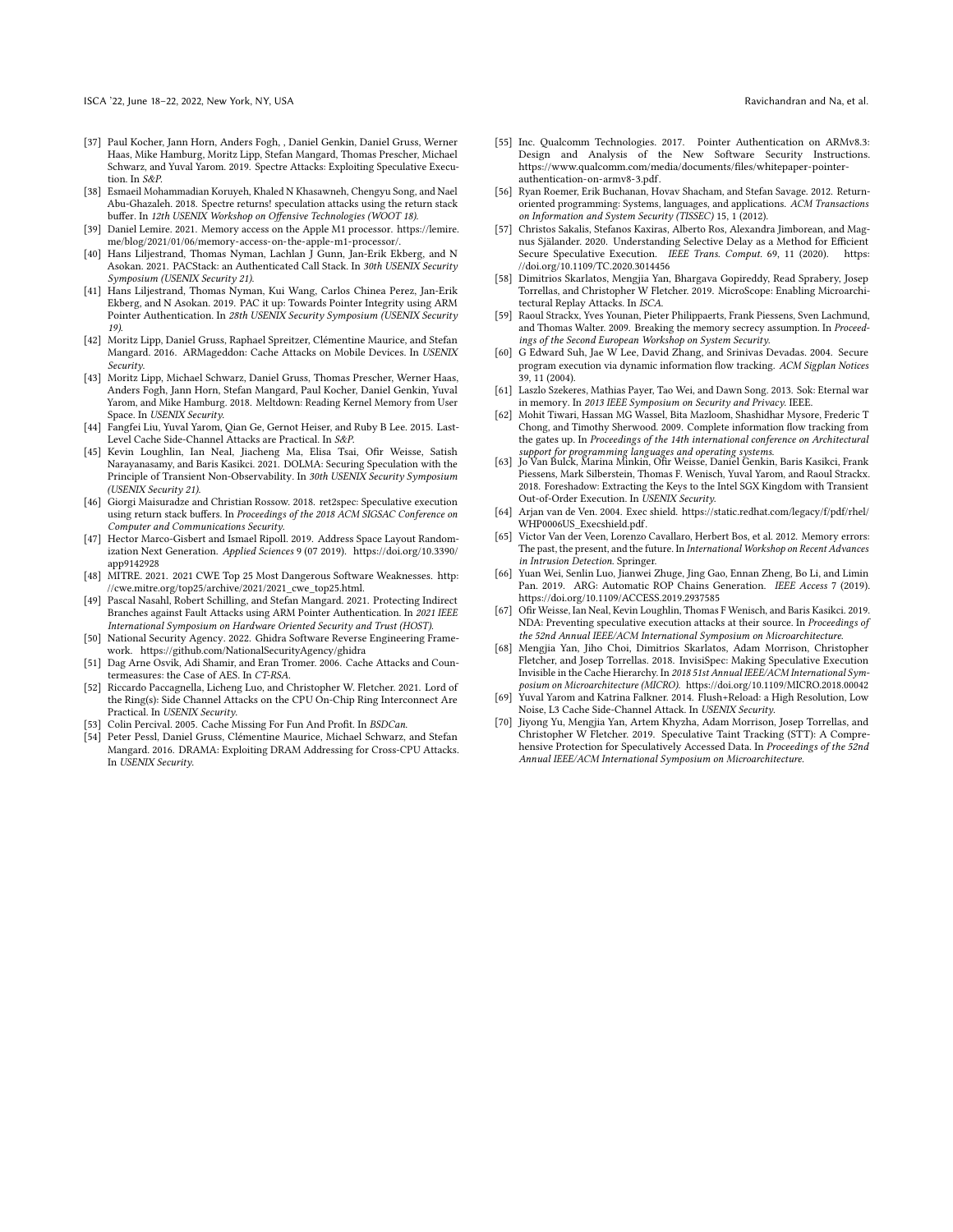[37] Paul Kocher, Jann Horn, Anders Fogh, , Daniel Genkin, Daniel Gruss, Werner Haas, Mike Hamburg, Moritz Lipp, Stefan Mangard, Thomas Prescher, Michael Schwarz, and Yuval Yarom. 2019. Spectre Attacks: Exploiting Speculative Execution. In *S&P*.

[38] Esmaeil Mohammadian Koruyeh, Khaled N Khasawneh, Chengyu Song, and Nael Abu-Ghazaleh. 2018. Spectre returns! speculation attacks using the return stack buffer. In *12th USENIX Workshop on Offensive Technologies (WOOT 18)*.

[39] Daniel Lemire. 2021. Memory access on the Apple M1 processor. https://lemire.me/blog/2021/01/06/memory-access-on-the-apple-m1-processor/.

[40] Hans Liljestrand, Thomas Nyman, Lachlan J Gunn, Jan-Erik Ekberg, and N Asokan. 2021. PACStack: an Authenticated Call Stack. In *30th USENIX Security Symposium (USENIX Security 21)*.

[41] Hans Liljestrand, Thomas Nyman, Kui Wang, Carlos Chinea Perez, Jan-Erik Ekberg, and N Asokan. 2019. PAC it up: Towards Pointer Integrity using ARM Pointer Authentication. In *28th USENIX Security Symposium (USENIX Security 19)*.

[42] Moritz Lipp, Daniel Gruss, Raphael Spreitzer, Clémentine Maurice, and Stefan Mangard. 2016. ARMageddon: Cache Attacks on Mobile Devices. In *USENIX Security*.

[43] Moritz Lipp, Michael Schwarz, Daniel Gruss, Thomas Prescher, Werner Haas, Anders Fogh, Jann Horn, Stefan Mangard, Paul Kocher, Daniel Genkin, Yuval Yarom, and Mike Hamburg. 2018. Meltdown: Reading Kernel Memory from User Space. In *USENIX Security*.

[44] Fangfei Liu, Yuval Yarom, Qian Ge, Gernot Heiser, and Ruby B Lee. 2015. Last-Level Cache Side-Channel Attacks are Practical. In *S&P*.

[45] Kevin Loughlin, Ian Neal, Jiacheng Ma, Elisa Tsai, Ofir Weisse, Satish Narayanasamy, and Baris Kasikci. 2021. DOLMA: Securing Speculation with the Principle of Transient Non-Observability. In *30th USENIX Security Symposium (USENIX Security 21)*.

[46] Giorgi Maisuradze and Christian Rossow. 2018. ret2spec: Speculative execution using return stack buffers. In *Proceedings of the 2018 ACM SIGSAC Conference on Computer and Communications Security*.

[47] Hector Marco-Gisbert and Ismael Ripoll. 2019. Address Space Layout Randomization Next Generation. *Applied Sciences* 9 (07 2019). https://doi.org/10.3390/app9142928

[48] MITRE. 2021. 2021 CWE Top 25 Most Dangerous Software Weaknesses. http://cwe.mitre.org/top25/archive/2021/2021_cwe_top25.html.

[49] Pascal Nasahl, Robert Schilling, and Stefan Mangard. 2021. Protecting Indirect Branches against Fault Attacks using ARM Pointer Authentication. In *2021 IEEE International Symposium on Hardware Oriented Security and Trust (HOST)*.

[50] National Security Agency. 2022. Ghidra Software Reverse Engineering Framework. https://github.com/NationalSecurityAgency/ghidra

[51] Dag Arne Osvik, Adi Shamir, and Eran Tromer. 2006. Cache Attacks and Countermeasures: the Case of AES. In *CT-RSA*.

[52] Riccardo Paccagnella, Licheng Luo, and Christopher W. Fletcher. 2021. Lord of the Ring(s): Side Channel Attacks on the CPU On-Chip Ring Interconnect Are Practical. In *USENIX Security*.

[53] Colin Percival. 2005. Cache Missing For Fun And Profit. In *BSDCan*.

[54] Peter Pessl, Daniel Gruss, Clémentine Maurice, Michael Schwarz, and Stefan Mangard. 2016. DRAMA: Exploiting DRAM Addressing for Cross-CPU Attacks. In *USENIX Security*.

[55] Inc. Qualcomm Technologies. 2017. Pointer Authentication on ARMv8.3: Design and Analysis of the New Software Security Instructions. https://www.qualcomm.com/media/documents/files/whitepaper-pointer-authentication-on-armv8-3.pdf.

[56] Ryan Roemer, Erik Buchanan, Hovav Shacham, and Stefan Savage. 2012. Return-oriented programming: Systems, languages, and applications. *ACM Transactions on Information and System Security (TISSEC)* 15, 1 (2012).

[57] Christos Sakalis, Stefanos Kaxiras, Alberto Ros, Alexandra Jimborean, and Magnus Själander. 2020. Understanding Selective Delay as a Method for Efficient Secure Speculative Execution. *IEEE Trans. Comput.* 69, 11 (2020). https://doi.org/10.1109/TC.2020.3014456

[58] Dimitrios Skarlatos, Mengjia Yan, Bhargava Gopireddy, Read Sprabery, Josep Torrellas, and Christopher W Fletcher. 2019. MicroScope: Enabling Microarchitectural Replay Attacks. In *ISCA*.

[59] Raoul Strackx, Yves Younan, Pieter Philippaerts, Frank Piessens, Sven Lachmund, and Thomas Walter. 2009. Breaking the memory secrecy assumption. In *Proceedings of the Second European Workshop on System Security*.

[60] G Edward Suh, Jae W Lee, David Zhang, and Srinivas Devadas. 2004. Secure program execution via dynamic information flow tracking. *ACM Sigplan Notices* 39, 11 (2004).

[61] Laszlo Szekeres, Mathias Payer, Tao Wei, and Dawn Song. 2013. Sok: Eternal war in memory. In *2013 IEEE Symposium on Security and Privacy*. IEEE.

[62] Mohit Tiwari, Hassan MG Wassel, Bita Mazloom, Shashidhar Mysore, Frederic T Chong, and Timothy Sherwood. 2009. Complete information flow tracking from the gates up. In *Proceedings of the 14th international conference on Architectural support for programming languages and operating systems*.

[63] Jo Van Bulck, Marina Minkin, Ofir Weisse, Daniel Genkin, Baris Kasikci, Frank Piessens, Mark Silberstein, Thomas F. Wenisch, Yuval Yarom, and Raoul Strackx. 2018. Foreshadow: Extracting the Keys to the Intel SGX Kingdom with Transient Out-of-Order Execution. In *USENIX Security*.

[64] Arjan van de Ven. 2004. Exec shield. https://static.redhat.com/legacy/f/pdf/rhel/WHP0006US_Execshield.pdf.

[65] Victor Van der Veen, Lorenzo Cavallaro, Herbert Bos, et al. 2012. Memory errors: The past, the present, and the future. In *International Workshop on Recent Advances in Intrusion Detection*. Springer.

[66] Yuan Wei, Senlin Luo, Jianwei Zhuge, Jing Gao, Ennan Zheng, Bo Li, and Limin Pan. 2019. ARG: Automatic ROP Chains Generation. *IEEE Access* 7 (2019). https://doi.org/10.1109/ACCESS.2019.2937585

[67] Ofir Weisse, Ian Neal, Kevin Loughlin, Thomas F Wenisch, and Baris Kasikci. 2019. NDA: Preventing speculative execution attacks at their source. In *Proceedings of the 52nd Annual IEEE/ACM International Symposium on Microarchitecture*.

[68] Mengjia Yan, Jiho Choi, Dimitrios Skarlatos, Adam Morrison, Christopher Fletcher, and Josep Torrellas. 2018. InvisiSpec: Making Speculative Execution Invisible in the Cache Hierarchy. In *2018 51st Annual IEEE/ACM International Symposium on Microarchitecture (MICRO)*. https://doi.org/10.1109/MICRO.2018.00042

[69] Yuval Yarom and Katrina Falkner. 2014. Flush+Reload: a High Resolution, Low Noise, L3 Cache Side-Channel Attack. In *USENIX Security*.

[70] Jiyong Yu, Mengjia Yan, Artem Khyzha, Adam Morrison, Josep Torrellas, and Christopher W Fletcher. 2019. Speculative Taint Tracking (STT): A Comprehensive Protection for Speculatively Accessed Data. In *Proceedings of the 52nd Annual IEEE/ACM International Symposium on Microarchitecture*.